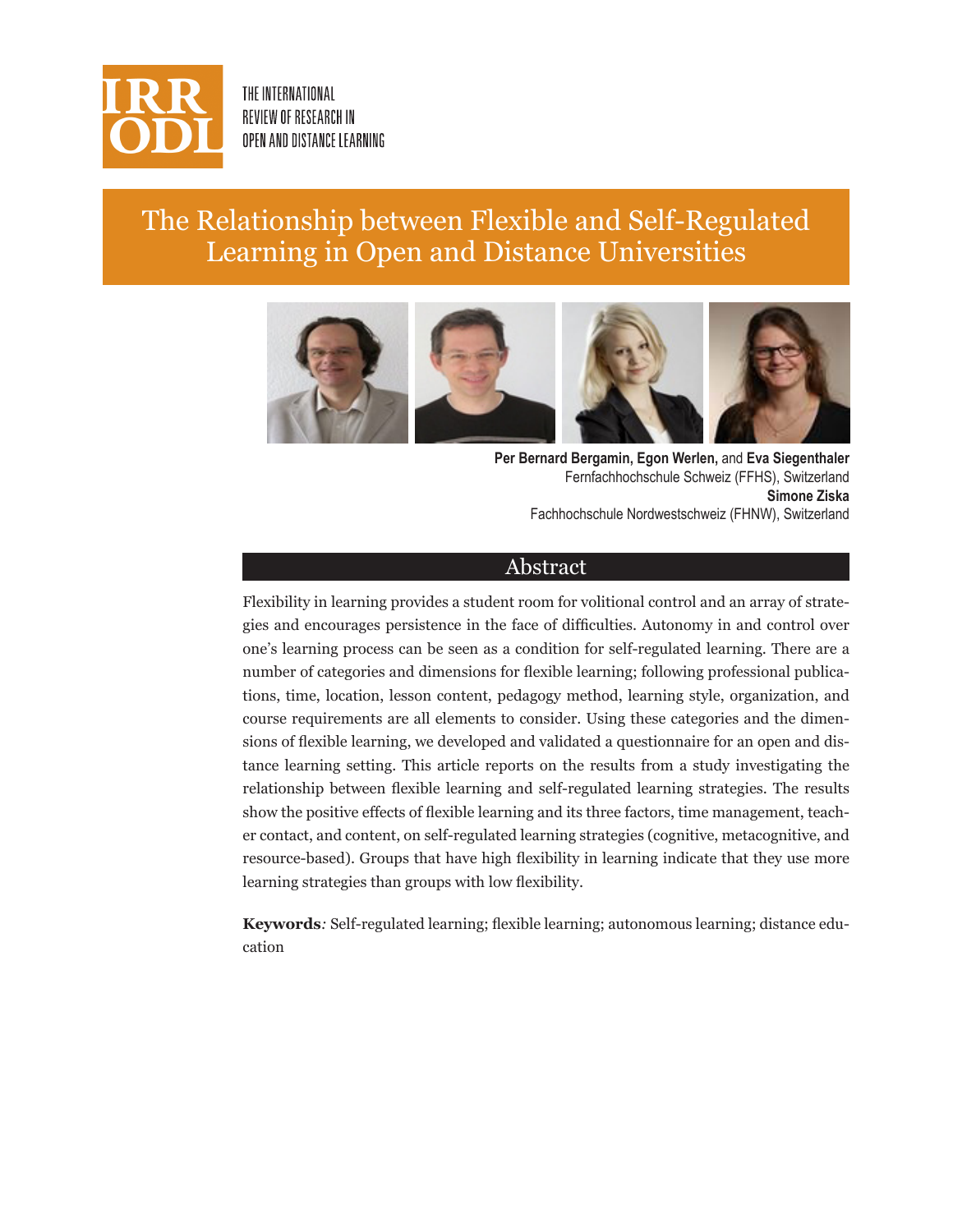THE INTERNATIONAL REVIEW OF RESEARCH IN OPEN AND DISTANCE LEARNING

# The Relationship between Flexible and Self-Regulated Learning in Open and Distance Universities

**Per Bernard Bergamin, Egon Werlen,** and **Eva Siegenthaler**
Fernfachhochschule Schweiz (FFHS), Switzerland
**Simone Ziska**
Fachhochschule Nordwestschweiz (FHNW), Switzerland

## Abstract

Flexibility in learning provides a student room for volitional control and an array of strategies and encourages persistence in the face of difficulties. Autonomy in and control over one's learning process can be seen as a condition for self-regulated learning. There are a number of categories and dimensions for flexible learning; following professional publications, time, location, lesson content, pedagogy method, learning style, organization, and course requirements are all elements to consider. Using these categories and the dimensions of flexible learning, we developed and validated a questionnaire for an open and distance learning setting. This article reports on the results from a study investigating the relationship between flexible learning and self-regulated learning strategies. The results show the positive effects of flexible learning and its three factors, time management, teacher contact, and content, on self-regulated learning strategies (cognitive, metacognitive, and resource-based). Groups that have high flexibility in learning indicate that they use more learning strategies than groups with low flexibility.

**Keywords***:* Self-regulated learning; flexible learning; autonomous learning; distance education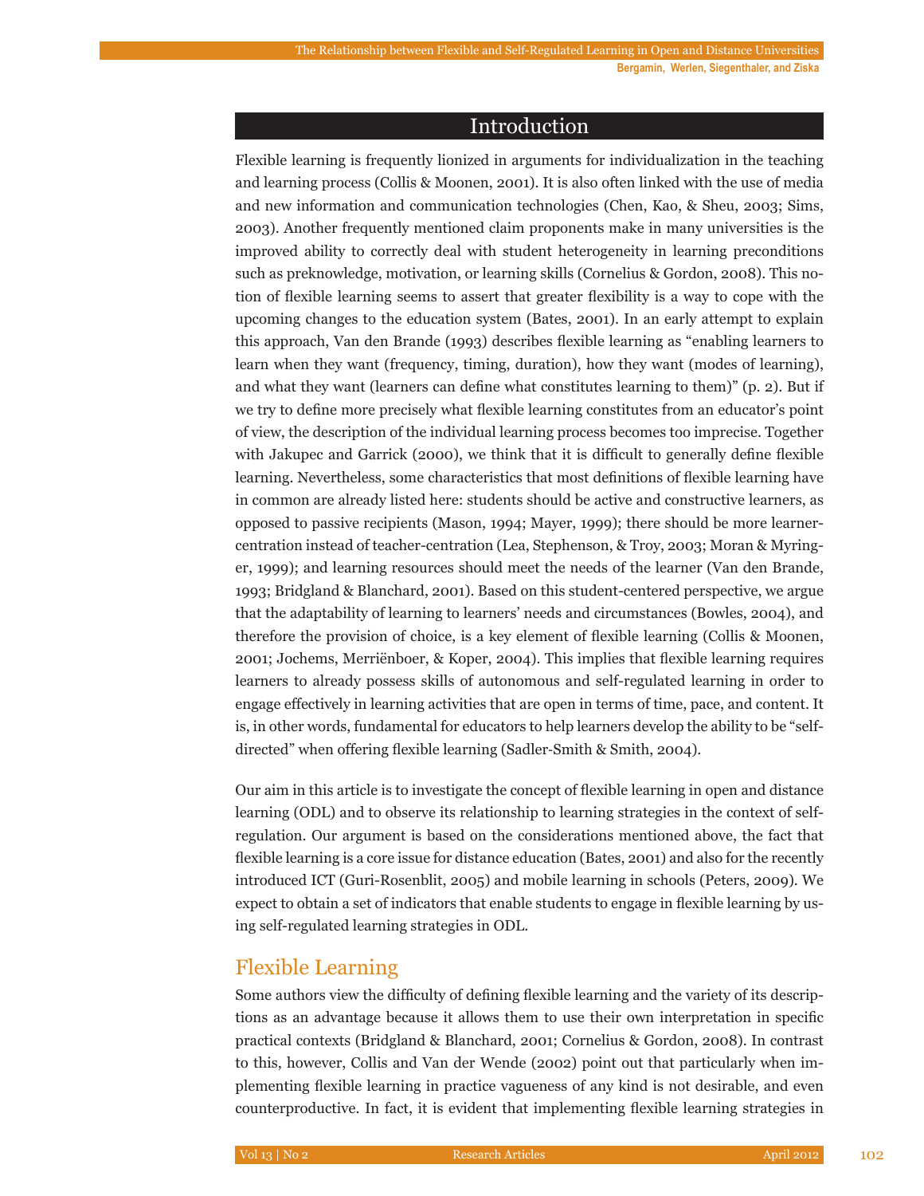## Introduction

Flexible learning is frequently lionized in arguments for individualization in the teaching and learning process (Collis & Moonen, 2001). It is also often linked with the use of media and new information and communication technologies (Chen, Kao, & Sheu, 2003; Sims, 2003). Another frequently mentioned claim proponents make in many universities is the improved ability to correctly deal with student heterogeneity in learning preconditions such as preknowledge, motivation, or learning skills (Cornelius & Gordon, 2008). This notion of flexible learning seems to assert that greater flexibility is a way to cope with the upcoming changes to the education system (Bates, 2001). In an early attempt to explain this approach, Van den Brande (1993) describes flexible learning as "enabling learners to learn when they want (frequency, timing, duration), how they want (modes of learning), and what they want (learners can define what constitutes learning to them)" (p. 2). But if we try to define more precisely what flexible learning constitutes from an educator's point of view, the description of the individual learning process becomes too imprecise. Together with Jakupec and Garrick (2000), we think that it is difficult to generally define flexible learning. Nevertheless, some characteristics that most definitions of flexible learning have in common are already listed here: students should be active and constructive learners, as opposed to passive recipients (Mason, 1994; Mayer, 1999); there should be more learner-centration instead of teacher-centration (Lea, Stephenson, & Troy, 2003; Moran & Myringer, 1999); and learning resources should meet the needs of the learner (Van den Brande, 1993; Bridgland & Blanchard, 2001). Based on this student-centered perspective, we argue that the adaptability of learning to learners' needs and circumstances (Bowles, 2004), and therefore the provision of choice, is a key element of flexible learning (Collis & Moonen, 2001; Jochems, Merriënboer, & Koper, 2004). This implies that flexible learning requires learners to already possess skills of autonomous and self-regulated learning in order to engage effectively in learning activities that are open in terms of time, pace, and content. It is, in other words, fundamental for educators to help learners develop the ability to be "self-directed" when offering flexible learning (Sadler-Smith & Smith, 2004).

Our aim in this article is to investigate the concept of flexible learning in open and distance learning (ODL) and to observe its relationship to learning strategies in the context of self-regulation. Our argument is based on the considerations mentioned above, the fact that flexible learning is a core issue for distance education (Bates, 2001) and also for the recently introduced ICT (Guri-Rosenblit, 2005) and mobile learning in schools (Peters, 2009). We expect to obtain a set of indicators that enable students to engage in flexible learning by using self-regulated learning strategies in ODL.

### Flexible Learning

Some authors view the difficulty of defining flexible learning and the variety of its descriptions as an advantage because it allows them to use their own interpretation in specific practical contexts (Bridgland & Blanchard, 2001; Cornelius & Gordon, 2008). In contrast to this, however, Collis and Van der Wende (2002) point out that particularly when implementing flexible learning in practice vagueness of any kind is not desirable, and even counterproductive. In fact, it is evident that implementing flexible learning strategies in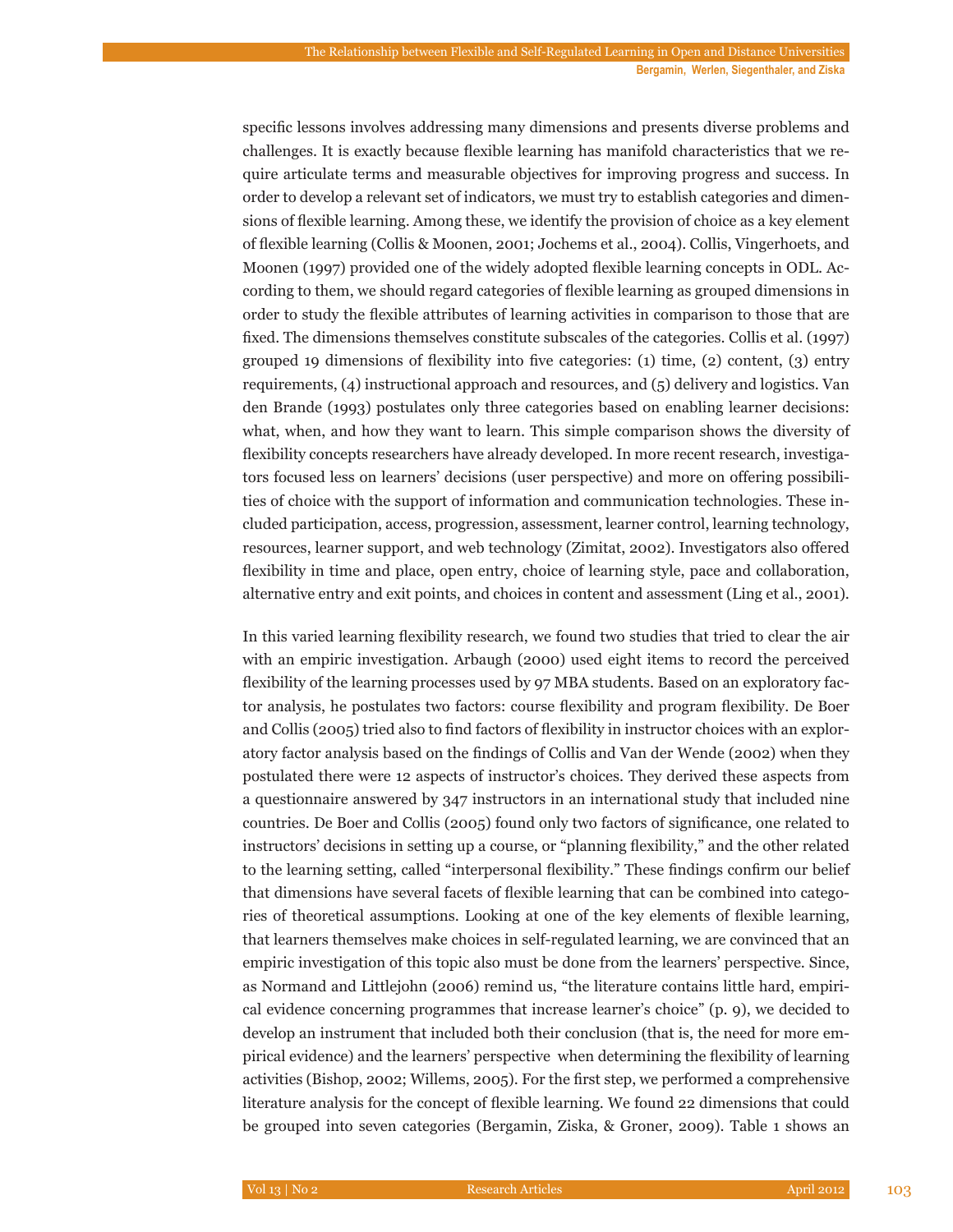specific lessons involves addressing many dimensions and presents diverse problems and challenges. It is exactly because flexible learning has manifold characteristics that we require articulate terms and measurable objectives for improving progress and success. In order to develop a relevant set of indicators, we must try to establish categories and dimensions of flexible learning. Among these, we identify the provision of choice as a key element of flexible learning (Collis & Moonen, 2001; Jochems et al., 2004). Collis, Vingerhoets, and Moonen (1997) provided one of the widely adopted flexible learning concepts in ODL. According to them, we should regard categories of flexible learning as grouped dimensions in order to study the flexible attributes of learning activities in comparison to those that are fixed. The dimensions themselves constitute subscales of the categories. Collis et al. (1997) grouped 19 dimensions of flexibility into five categories: (1) time, (2) content, (3) entry requirements, (4) instructional approach and resources, and (5) delivery and logistics. Van den Brande (1993) postulates only three categories based on enabling learner decisions: what, when, and how they want to learn. This simple comparison shows the diversity of flexibility concepts researchers have already developed. In more recent research, investigators focused less on learners' decisions (user perspective) and more on offering possibilities of choice with the support of information and communication technologies. These included participation, access, progression, assessment, learner control, learning technology, resources, learner support, and web technology (Zimitat, 2002). Investigators also offered flexibility in time and place, open entry, choice of learning style, pace and collaboration, alternative entry and exit points, and choices in content and assessment (Ling et al., 2001).

In this varied learning flexibility research, we found two studies that tried to clear the air with an empiric investigation. Arbaugh (2000) used eight items to record the perceived flexibility of the learning processes used by 97 MBA students. Based on an exploratory factor analysis, he postulates two factors: course flexibility and program flexibility. De Boer and Collis (2005) tried also to find factors of flexibility in instructor choices with an exploratory factor analysis based on the findings of Collis and Van der Wende (2002) when they postulated there were 12 aspects of instructor's choices. They derived these aspects from a questionnaire answered by 347 instructors in an international study that included nine countries. De Boer and Collis (2005) found only two factors of significance, one related to instructors' decisions in setting up a course, or "planning flexibility," and the other related to the learning setting, called "interpersonal flexibility." These findings confirm our belief that dimensions have several facets of flexible learning that can be combined into categories of theoretical assumptions. Looking at one of the key elements of flexible learning, that learners themselves make choices in self-regulated learning, we are convinced that an empiric investigation of this topic also must be done from the learners' perspective. Since, as Normand and Littlejohn (2006) remind us, "the literature contains little hard, empirical evidence concerning programmes that increase learner's choice" (p. 9), we decided to develop an instrument that included both their conclusion (that is, the need for more empirical evidence) and the learners' perspective when determining the flexibility of learning activities (Bishop, 2002; Willems, 2005). For the first step, we performed a comprehensive literature analysis for the concept of flexible learning. We found 22 dimensions that could be grouped into seven categories (Bergamin, Ziska, & Groner, 2009). Table 1 shows an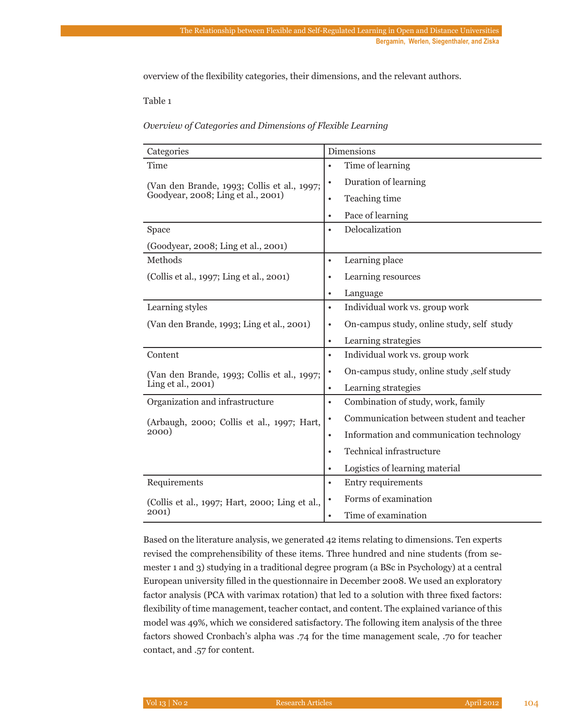overview of the flexibility categories, their dimensions, and the relevant authors.

Table 1

*Overview of Categories and Dimensions of Flexible Learning*

| Categories | Dimensions |
|---|---|
| Time<br><br>(Van den Brande, 1993; Collis et al., 1997; Goodyear, 2008; Ling et al., 2001) | • Time of learning<br>• Duration of learning<br>• Teaching time<br>• Pace of learning |
| Space<br><br>(Goodyear, 2008; Ling et al., 2001) | • Delocalization |
| Methods<br><br>(Collis et al., 1997; Ling et al., 2001) | • Learning place<br>• Learning resources<br>• Language |
| Learning styles<br><br>(Van den Brande, 1993; Ling et al., 2001) | • Individual work vs. group work<br>• On-campus study, online study, self study<br>• Learning strategies |
| Content<br><br>(Van den Brande, 1993; Collis et al., 1997; Ling et al., 2001) | • Individual work vs. group work<br>• On-campus study, online study ,self study<br>• Learning strategies |
| Organization and infrastructure<br><br>(Arbaugh, 2000; Collis et al., 1997; Hart, 2000) | • Combination of study, work, family<br>• Communication between student and teacher<br>• Information and communication technology<br>• Technical infrastructure<br>• Logistics of learning material |
| Requirements<br><br>(Collis et al., 1997; Hart, 2000; Ling et al., 2001) | • Entry requirements<br>• Forms of examination<br>• Time of examination |

Based on the literature analysis, we generated 42 items relating to dimensions. Ten experts revised the comprehensibility of these items. Three hundred and nine students (from semester 1 and 3) studying in a traditional degree program (a BSc in Psychology) at a central European university filled in the questionnaire in December 2008. We used an exploratory factor analysis (PCA with varimax rotation) that led to a solution with three fixed factors: flexibility of time management, teacher contact, and content. The explained variance of this model was 49%, which we considered satisfactory. The following item analysis of the three factors showed Cronbach's alpha was .74 for the time management scale, .70 for teacher contact, and .57 for content.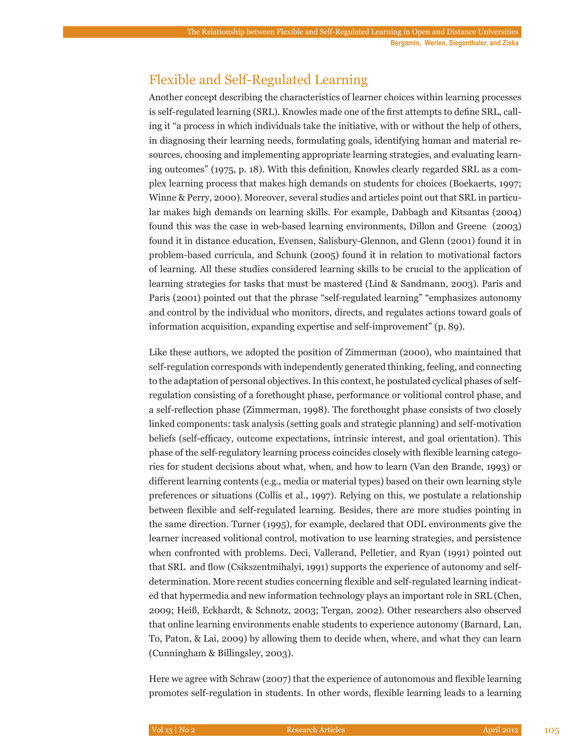## Flexible and Self-Regulated Learning

Another concept describing the characteristics of learner choices within learning processes is self-regulated learning (SRL). Knowles made one of the first attempts to define SRL, calling it "a process in which individuals take the initiative, with or without the help of others, in diagnosing their learning needs, formulating goals, identifying human and material resources, choosing and implementing appropriate learning strategies, and evaluating learning outcomes" (1975, p. 18). With this definition, Knowles clearly regarded SRL as a complex learning process that makes high demands on students for choices (Boekaerts, 1997; Winne & Perry, 2000). Moreover, several studies and articles point out that SRL in particular makes high demands on learning skills. For example, Dabbagh and Kitsantas (2004) found this was the case in web-based learning environments, Dillon and Greene (2003) found it in distance education, Evensen, Salisbury-Glennon, and Glenn (2001) found it in problem-based curricula, and Schunk (2005) found it in relation to motivational factors of learning. All these studies considered learning skills to be crucial to the application of learning strategies for tasks that must be mastered (Lind & Sandmann, 2003). Paris and Paris (2001) pointed out that the phrase "self-regulated learning" "emphasizes autonomy and control by the individual who monitors, directs, and regulates actions toward goals of information acquisition, expanding expertise and self-improvement" (p. 89).

Like these authors, we adopted the position of Zimmerman (2000), who maintained that self-regulation corresponds with independently generated thinking, feeling, and connecting to the adaptation of personal objectives. In this context, he postulated cyclical phases of self-regulation consisting of a forethought phase, performance or volitional control phase, and a self-reflection phase (Zimmerman, 1998). The forethought phase consists of two closely linked components: task analysis (setting goals and strategic planning) and self-motivation beliefs (self-efficacy, outcome expectations, intrinsic interest, and goal orientation). This phase of the self-regulatory learning process coincides closely with flexible learning categories for student decisions about what, when, and how to learn (Van den Brande, 1993) or different learning contents (e.g., media or material types) based on their own learning style preferences or situations (Collis et al., 1997). Relying on this, we postulate a relationship between flexible and self-regulated learning. Besides, there are more studies pointing in the same direction. Turner (1995), for example, declared that ODL environments give the learner increased volitional control, motivation to use learning strategies, and persistence when confronted with problems. Deci, Vallerand, Pelletier, and Ryan (1991) pointed out that SRL and flow (Csikszentmihalyi, 1991) supports the experience of autonomy and self-determination. More recent studies concerning flexible and self-regulated learning indicated that hypermedia and new information technology plays an important role in SRL (Chen, 2009; Heiß, Eckhardt, & Schnotz, 2003; Tergan, 2002). Other researchers also observed that online learning environments enable students to experience autonomy (Barnard, Lan, To, Paton, & Lai, 2009) by allowing them to decide when, where, and what they can learn (Cunningham & Billingsley, 2003).

Here we agree with Schraw (2007) that the experience of autonomous and flexible learning promotes self-regulation in students. In other words, flexible learning leads to a learning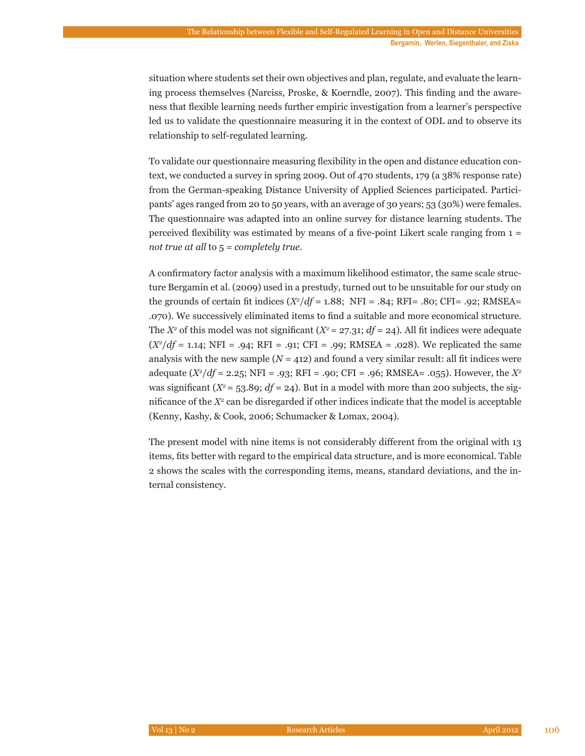situation where students set their own objectives and plan, regulate, and evaluate the learning process themselves (Narciss, Proske, & Koerndle, 2007). This finding and the awareness that flexible learning needs further empiric investigation from a learner's perspective led us to validate the questionnaire measuring it in the context of ODL and to observe its relationship to self-regulated learning.

To validate our questionnaire measuring flexibility in the open and distance education context, we conducted a survey in spring 2009. Out of 470 students, 179 (a 38% response rate) from the German-speaking Distance University of Applied Sciences participated. Participants' ages ranged from 20 to 50 years, with an average of 30 years; 53 (30%) were females. The questionnaire was adapted into an online survey for distance learning students. The perceived flexibility was estimated by means of a five-point Likert scale ranging from 1 = *not true at all* to 5 = *completely true*.

A confirmatory factor analysis with a maximum likelihood estimator, the same scale structure Bergamin et al. (2009) used in a prestudy, turned out to be unsuitable for our study on the grounds of certain fit indices ($X^2/df$ = 1.88; NFI = .84; RFI= .80; CFI= .92; RMSEA= .070). We successively eliminated items to find a suitable and more economical structure. The $X^2$ of this model was not significant ($X^2$ = 27.31; $df$ = 24). All fit indices were adequate ($X^2/df$ = 1.14; NFI = .94; RFI = .91; CFI = .99; RMSEA = .028). We replicated the same analysis with the new sample ($N$ = 412) and found a very similar result: all fit indices were adequate ($X^2/df$ = 2.25; NFI = .93; RFI = .90; CFI = .96; RMSEA= .055). However, the $X^2$ was significant ($X^2$ = 53.89; $df$ = 24). But in a model with more than 200 subjects, the significance of the $X^2$ can be disregarded if other indices indicate that the model is acceptable (Kenny, Kashy, & Cook, 2006; Schumacker & Lomax, 2004).

The present model with nine items is not considerably different from the original with 13 items, fits better with regard to the empirical data structure, and is more economical. Table 2 shows the scales with the corresponding items, means, standard deviations, and the internal consistency.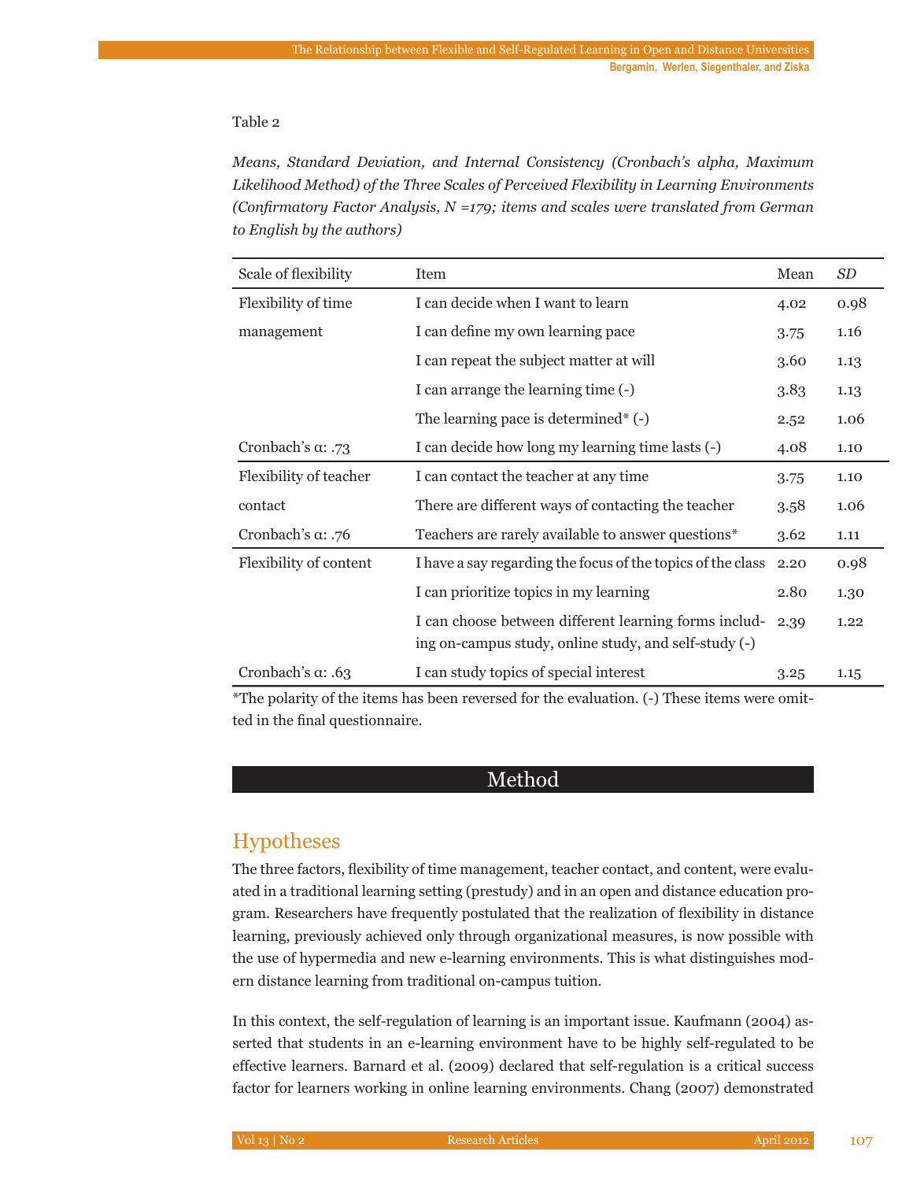Table 2

*Means, Standard Deviation, and Internal Consistency (Cronbach's alpha, Maximum Likelihood Method) of the Three Scales of Perceived Flexibility in Learning Environments (Confirmatory Factor Analysis, N =179; items and scales were translated from German to English by the authors)*

| Scale of flexibility | Item | Mean | *SD* |
|---|---|---|---|
| Flexibility of time management | I can decide when I want to learn | 4.02 | 0.98 |
| | I can define my own learning pace | 3.75 | 1.16 |
| | I can repeat the subject matter at will | 3.60 | 1.13 |
| | I can arrange the learning time (-) | 3.83 | 1.13 |
| | The learning pace is determined* (-) | 2.52 | 1.06 |
| Cronbach's α: .73 | I can decide how long my learning time lasts (-) | 4.08 | 1.10 |
| Flexibility of teacher contact | I can contact the teacher at any time | 3.75 | 1.10 |
| | There are different ways of contacting the teacher | 3.58 | 1.06 |
| Cronbach's α: .76 | Teachers are rarely available to answer questions* | 3.62 | 1.11 |
| Flexibility of content | I have a say regarding the focus of the topics of the class | 2.20 | 0.98 |
| | I can prioritize topics in my learning | 2.80 | 1.30 |
| | I can choose between different learning forms including on-campus study, online study, and self-study (-) | 2.39 | 1.22 |
| Cronbach's α: .63 | I can study topics of special interest | 3.25 | 1.15 |

*The polarity of the items has been reversed for the evaluation. (-) These items were omitted in the final questionnaire.

# Method

## Hypotheses

The three factors, flexibility of time management, teacher contact, and content, were evaluated in a traditional learning setting (prestudy) and in an open and distance education program. Researchers have frequently postulated that the realization of flexibility in distance learning, previously achieved only through organizational measures, is now possible with the use of hypermedia and new e-learning environments. This is what distinguishes modern distance learning from traditional on-campus tuition.

In this context, the self-regulation of learning is an important issue. Kaufmann (2004) asserted that students in an e-learning environment have to be highly self-regulated to be effective learners. Barnard et al. (2009) declared that self-regulation is a critical success factor for learners working in online learning environments. Chang (2007) demonstrated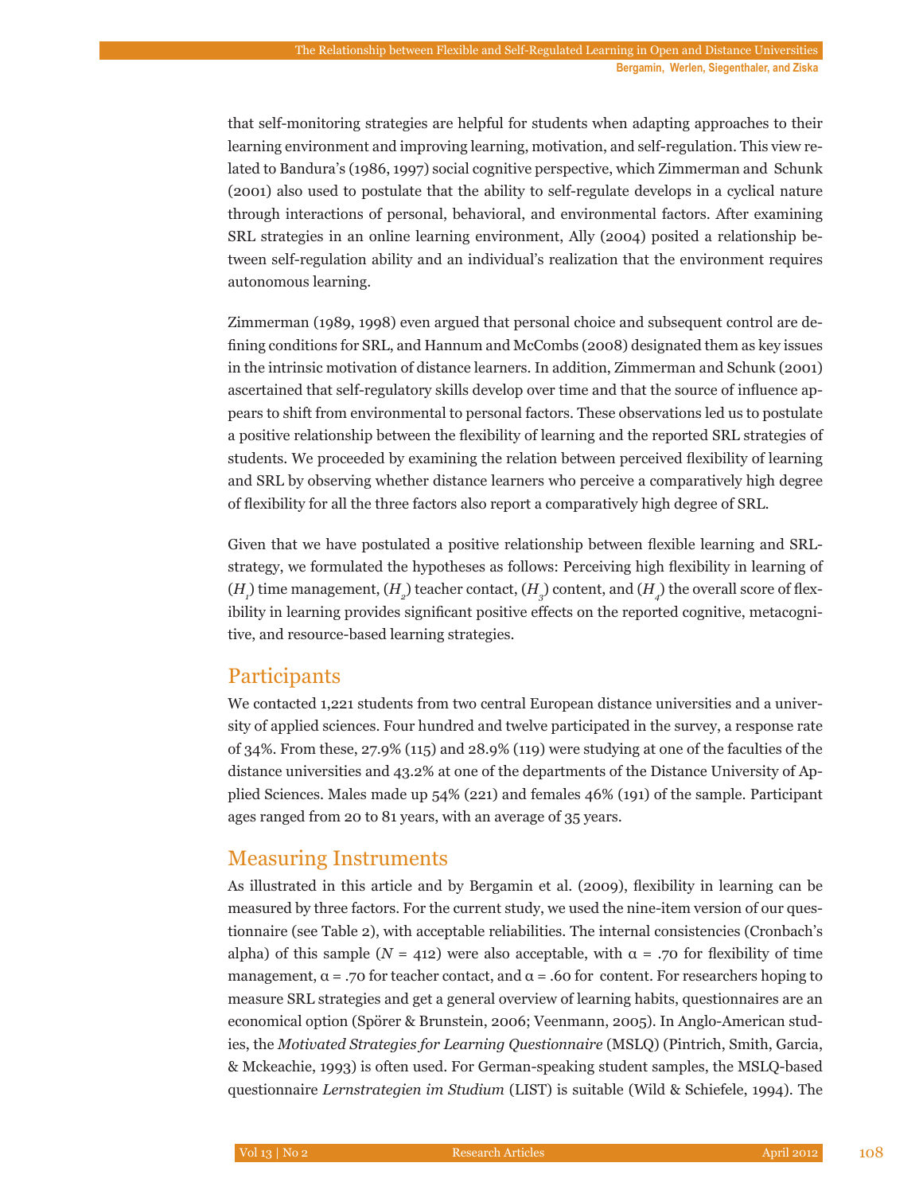that self-monitoring strategies are helpful for students when adapting approaches to their learning environment and improving learning, motivation, and self-regulation. This view related to Bandura's (1986, 1997) social cognitive perspective, which Zimmerman and Schunk (2001) also used to postulate that the ability to self-regulate develops in a cyclical nature through interactions of personal, behavioral, and environmental factors. After examining SRL strategies in an online learning environment, Ally (2004) posited a relationship between self-regulation ability and an individual's realization that the environment requires autonomous learning.

Zimmerman (1989, 1998) even argued that personal choice and subsequent control are defining conditions for SRL, and Hannum and McCombs (2008) designated them as key issues in the intrinsic motivation of distance learners. In addition, Zimmerman and Schunk (2001) ascertained that self-regulatory skills develop over time and that the source of influence appears to shift from environmental to personal factors. These observations led us to postulate a positive relationship between the flexibility of learning and the reported SRL strategies of students. We proceeded by examining the relation between perceived flexibility of learning and SRL by observing whether distance learners who perceive a comparatively high degree of flexibility for all the three factors also report a comparatively high degree of SRL.

Given that we have postulated a positive relationship between flexible learning and SRL-strategy, we formulated the hypotheses as follows: Perceiving high flexibility in learning of ($H_1$) time management, ($H_2$) teacher contact, ($H_3$) content, and ($H_4$) the overall score of flexibility in learning provides significant positive effects on the reported cognitive, metacognitive, and resource-based learning strategies.

## Participants

We contacted 1,221 students from two central European distance universities and a university of applied sciences. Four hundred and twelve participated in the survey, a response rate of 34%. From these, 27.9% (115) and 28.9% (119) were studying at one of the faculties of the distance universities and 43.2% at one of the departments of the Distance University of Applied Sciences. Males made up 54% (221) and females 46% (191) of the sample. Participant ages ranged from 20 to 81 years, with an average of 35 years.

## Measuring Instruments

As illustrated in this article and by Bergamin et al. (2009), flexibility in learning can be measured by three factors. For the current study, we used the nine-item version of our questionnaire (see Table 2), with acceptable reliabilities. The internal consistencies (Cronbach's alpha) of this sample ($N$ = 412) were also acceptable, with $\alpha$ = .70 for flexibility of time management, $\alpha$ = .70 for teacher contact, and $\alpha$ = .60 for content. For researchers hoping to measure SRL strategies and get a general overview of learning habits, questionnaires are an economical option (Spörer & Brunstein, 2006; Veenmann, 2005). In Anglo-American studies, the *Motivated Strategies for Learning Questionnaire* (MSLQ) (Pintrich, Smith, Garcia, & Mckeachie, 1993) is often used. For German-speaking student samples, the MSLQ-based questionnaire *Lernstrategien im Studium* (LIST) is suitable (Wild & Schiefele, 1994). The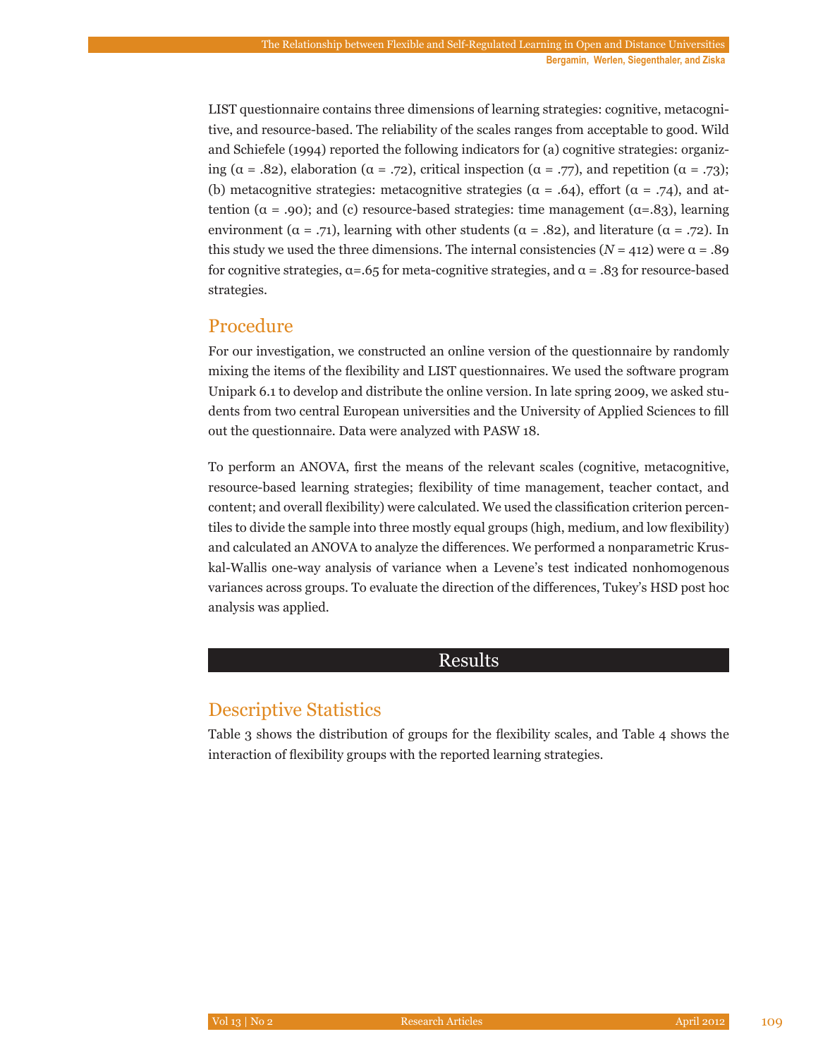LIST questionnaire contains three dimensions of learning strategies: cognitive, metacognitive, and resource-based. The reliability of the scales ranges from acceptable to good. Wild and Schiefele (1994) reported the following indicators for (a) cognitive strategies: organizing ($\alpha$ = .82), elaboration ($\alpha$ = .72), critical inspection ($\alpha$ = .77), and repetition ($\alpha$ = .73); (b) metacognitive strategies: metacognitive strategies ($\alpha$ = .64), effort ($\alpha$ = .74), and attention ($\alpha$ = .90); and (c) resource-based strategies: time management ($\alpha$=.83), learning environment ($\alpha$ = .71), learning with other students ($\alpha$ = .82), and literature ($\alpha$ = .72). In this study we used the three dimensions. The internal consistencies ($N$ = 412) were $\alpha$ = .89 for cognitive strategies, $\alpha$=.65 for meta-cognitive strategies, and $\alpha$ = .83 for resource-based strategies.

## Procedure

For our investigation, we constructed an online version of the questionnaire by randomly mixing the items of the flexibility and LIST questionnaires. We used the software program Unipark 6.1 to develop and distribute the online version. In late spring 2009, we asked students from two central European universities and the University of Applied Sciences to fill out the questionnaire. Data were analyzed with PASW 18.

To perform an ANOVA, first the means of the relevant scales (cognitive, metacognitive, resource-based learning strategies; flexibility of time management, teacher contact, and content; and overall flexibility) were calculated. We used the classification criterion percentiles to divide the sample into three mostly equal groups (high, medium, and low flexibility) and calculated an ANOVA to analyze the differences. We performed a nonparametric Kruskal-Wallis one-way analysis of variance when a Levene's test indicated nonhomogenous variances across groups. To evaluate the direction of the differences, Tukey's HSD post hoc analysis was applied.

# Results

## Descriptive Statistics

Table 3 shows the distribution of groups for the flexibility scales, and Table 4 shows the interaction of flexibility groups with the reported learning strategies.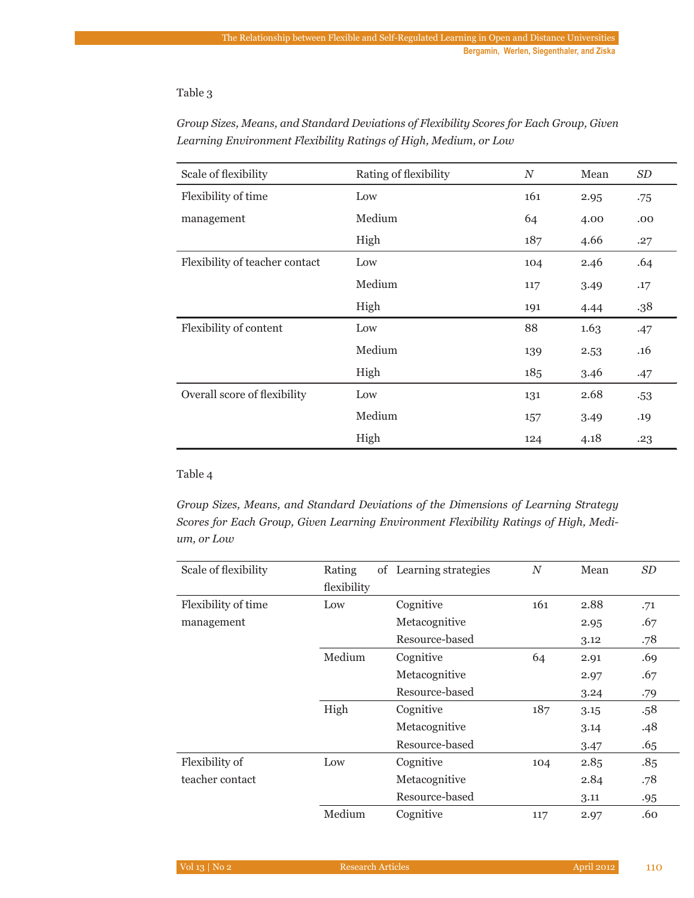Table 3

*Group Sizes, Means, and Standard Deviations of Flexibility Scores for Each Group, Given Learning Environment Flexibility Ratings of High, Medium, or Low*

| Scale of flexibility | Rating of flexibility | *N* | Mean | *SD* |
|---|---|---|---|---|
| Flexibility of time management | Low | 161 | 2.95 | .75 |
| | Medium | 64 | 4.00 | .00 |
| | High | 187 | 4.66 | .27 |
| Flexibility of teacher contact | Low | 104 | 2.46 | .64 |
| | Medium | 117 | 3.49 | .17 |
| | High | 191 | 4.44 | .38 |
| Flexibility of content | Low | 88 | 1.63 | .47 |
| | Medium | 139 | 2.53 | .16 |
| | High | 185 | 3.46 | .47 |
| Overall score of flexibility | Low | 131 | 2.68 | .53 |
| | Medium | 157 | 3.49 | .19 |
| | High | 124 | 4.18 | .23 |

Table 4

*Group Sizes, Means, and Standard Deviations of the Dimensions of Learning Strategy Scores for Each Group, Given Learning Environment Flexibility Ratings of High, Medium, or Low*

| Scale of flexibility | Rating of flexibility | Learning strategies | *N* | Mean | *SD* |
|---|---|---|---|---|---|
| Flexibility of time management | Low | Cognitive | 161 | 2.88 | .71 |
| | | Metacognitive | | 2.95 | .67 |
| | | Resource-based | | 3.12 | .78 |
| | Medium | Cognitive | 64 | 2.91 | .69 |
| | | Metacognitive | | 2.97 | .67 |
| | | Resource-based | | 3.24 | .79 |
| | High | Cognitive | 187 | 3.15 | .58 |
| | | Metacognitive | | 3.14 | .48 |
| | | Resource-based | | 3.47 | .65 |
| Flexibility of teacher contact | Low | Cognitive | 104 | 2.85 | .85 |
| | | Metacognitive | | 2.84 | .78 |
| | | Resource-based | | 3.11 | .95 |
| | Medium | Cognitive | 117 | 2.97 | .60 |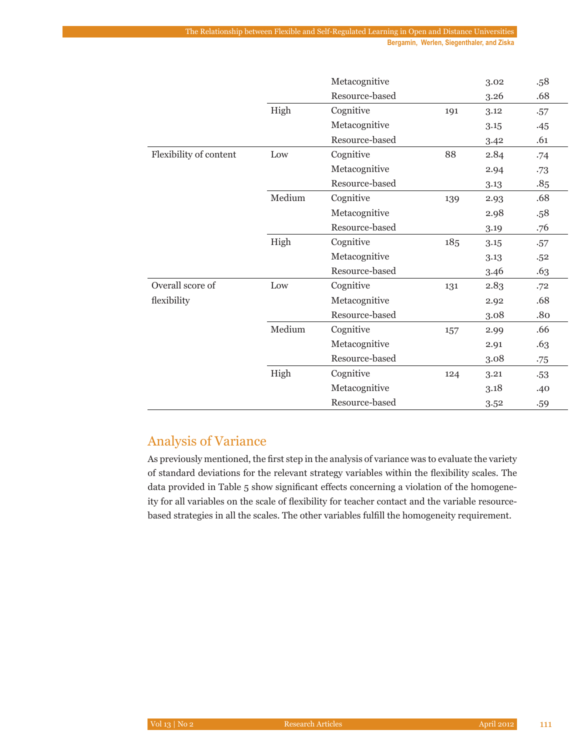| | | | | | |
|---|---|---|---|---|---|
| | | Metacognitive | | 3.02 | .58 |
| | | Resource-based | | 3.26 | .68 |
| | High | Cognitive | 191 | 3.12 | .57 |
| | | Metacognitive | | 3.15 | .45 |
| | | Resource-based | | 3.42 | .61 |
| Flexibility of content | Low | Cognitive | 88 | 2.84 | .74 |
| | | Metacognitive | | 2.94 | .73 |
| | | Resource-based | | 3.13 | .85 |
| | Medium | Cognitive | 139 | 2.93 | .68 |
| | | Metacognitive | | 2.98 | .58 |
| | | Resource-based | | 3.19 | .76 |
| | High | Cognitive | 185 | 3.15 | .57 |
| | | Metacognitive | | 3.13 | .52 |
| | | Resource-based | | 3.46 | .63 |
| Overall score of flexibility | Low | Cognitive | 131 | 2.83 | .72 |
| | | Metacognitive | | 2.92 | .68 |
| | | Resource-based | | 3.08 | .80 |
| | Medium | Cognitive | 157 | 2.99 | .66 |
| | | Metacognitive | | 2.91 | .63 |
| | | Resource-based | | 3.08 | .75 |
| | High | Cognitive | 124 | 3.21 | .53 |
| | | Metacognitive | | 3.18 | .40 |
| | | Resource-based | | 3.52 | .59 |

## Analysis of Variance

As previously mentioned, the first step in the analysis of variance was to evaluate the variety of standard deviations for the relevant strategy variables within the flexibility scales. The data provided in Table 5 show significant effects concerning a violation of the homogeneity for all variables on the scale of flexibility for teacher contact and the variable resource-based strategies in all the scales. The other variables fulfill the homogeneity requirement.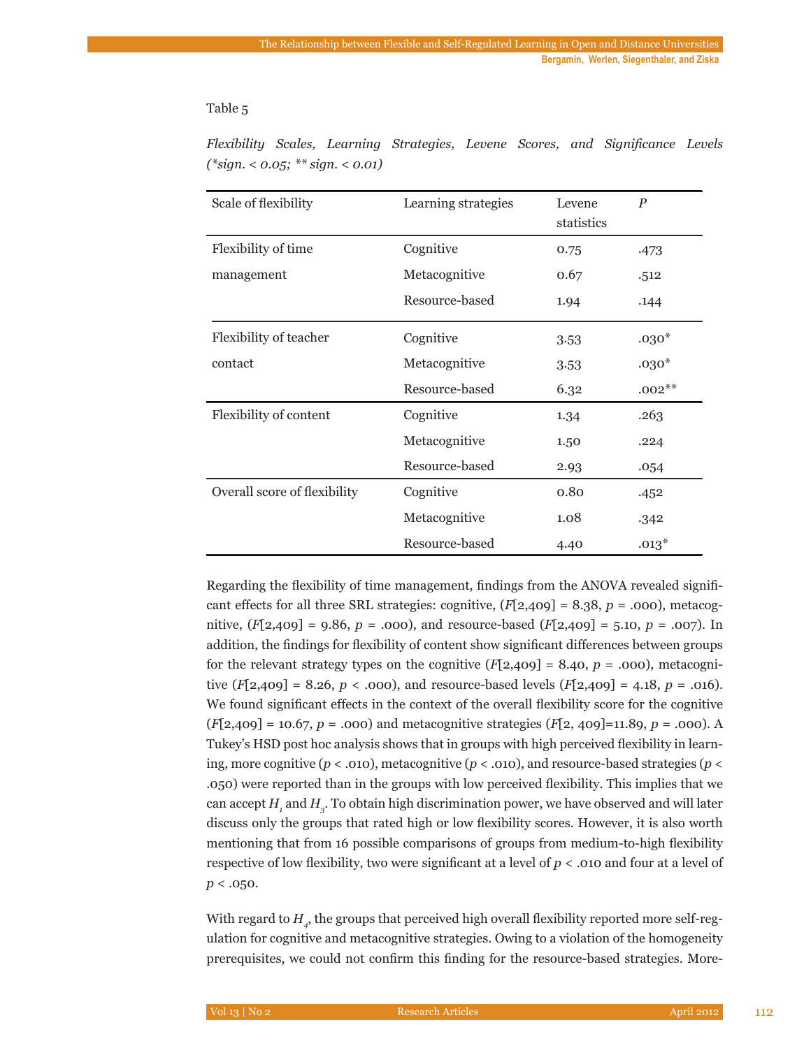Table 5

*Flexibility Scales, Learning Strategies, Levene Scores, and Significance Levels (*sign. < 0.05; ** sign. < 0.01)*

| Scale of flexibility | Learning strategies | Levene statistics | *P* |
|---|---|---|---|
| Flexibility of time management | Cognitive | 0.75 | .473 |
| | Metacognitive | 0.67 | .512 |
| | Resource-based | 1.94 | .144 |
| Flexibility of teacher contact | Cognitive | 3.53 | .030* |
| | Metacognitive | 3.53 | .030* |
| | Resource-based | 6.32 | .002** |
| Flexibility of content | Cognitive | 1.34 | .263 |
| | Metacognitive | 1.50 | .224 |
| | Resource-based | 2.93 | .054 |
| Overall score of flexibility | Cognitive | 0.80 | .452 |
| | Metacognitive | 1.08 | .342 |
| | Resource-based | 4.40 | .013* |

Regarding the flexibility of time management, findings from the ANOVA revealed significant effects for all three SRL strategies: cognitive, ($F[2,409] = 8.38$, $p = .000$), metacognitive, ($F[2,409] = 9.86$, $p = .000$), and resource-based ($F[2,409] = 5.10$, $p = .007$). In addition, the findings for flexibility of content show significant differences between groups for the relevant strategy types on the cognitive ($F[2,409] = 8.40$, $p = .000$), metacognitive ($F[2,409] = 8.26$, $p < .000$), and resource-based levels ($F[2,409] = 4.18$, $p = .016$). We found significant effects in the context of the overall flexibility score for the cognitive ($F[2,409] = 10.67$, $p = .000$) and metacognitive strategies ($F[2, 409]=11.89$, $p = .000$). A Tukey's HSD post hoc analysis shows that in groups with high perceived flexibility in learning, more cognitive ($p < .010$), metacognitive ($p < .010$), and resource-based strategies ($p < .050$) were reported than in the groups with low perceived flexibility. This implies that we can accept $H_1$ and $H_3$. To obtain high discrimination power, we have observed and will later discuss only the groups that rated high or low flexibility scores. However, it is also worth mentioning that from 16 possible comparisons of groups from medium-to-high flexibility respective of low flexibility, two were significant at a level of $p < .010$ and four at a level of $p < .050$.

With regard to $H_4$, the groups that perceived high overall flexibility reported more self-regulation for cognitive and metacognitive strategies. Owing to a violation of the homogeneity prerequisites, we could not confirm this finding for the resource-based strategies. More-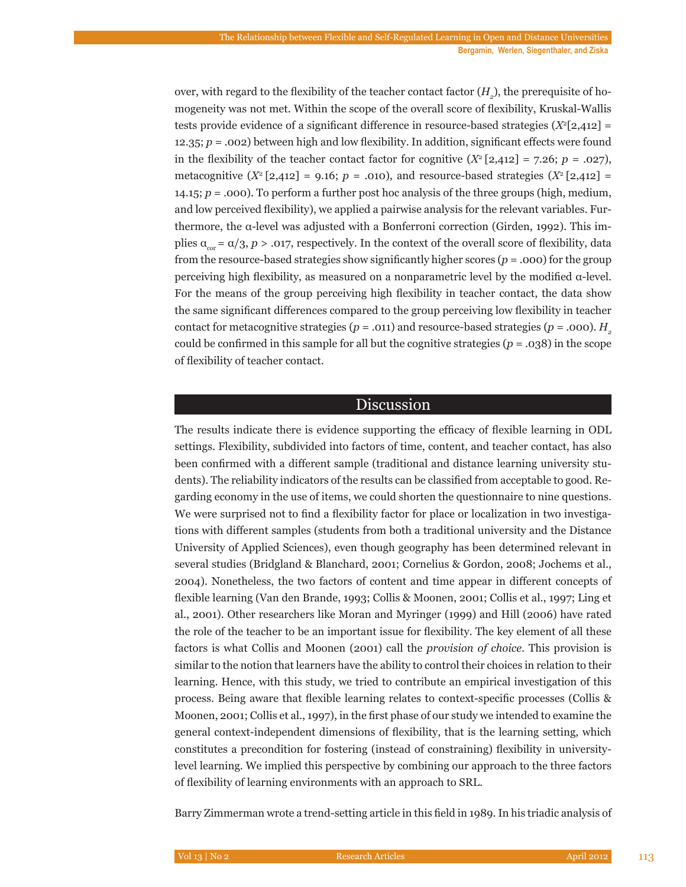over, with regard to the flexibility of the teacher contact factor ($H_2$), the prerequisite of homogeneity was not met. Within the scope of the overall score of flexibility, Kruskal-Wallis tests provide evidence of a significant difference in resource-based strategies ($X^2[2,412] = 12.35$; $p = .002$) between high and low flexibility. In addition, significant effects were found in the flexibility of the teacher contact factor for cognitive ($X^2[2,412] = 7.26$; $p = .027$), metacognitive ($X^2[2,412] = 9.16$; $p = .010$), and resource-based strategies ($X^2[2,412] = 14.15$; $p = .000$). To perform a further post hoc analysis of the three groups (high, medium, and low perceived flexibility), we applied a pairwise analysis for the relevant variables. Furthermore, the α-level was adjusted with a Bonferroni correction (Girden, 1992). This implies $\alpha_{cor} = \alpha/3$, $p > .017$, respectively. In the context of the overall score of flexibility, data from the resource-based strategies show significantly higher scores ($p = .000$) for the group perceiving high flexibility, as measured on a nonparametric level by the modified α-level. For the means of the group perceiving high flexibility in teacher contact, the data show the same significant differences compared to the group perceiving low flexibility in teacher contact for metacognitive strategies ($p = .011$) and resource-based strategies ($p = .000$). $H_2$ could be confirmed in this sample for all but the cognitive strategies ($p = .038$) in the scope of flexibility of teacher contact.

## Discussion

The results indicate there is evidence supporting the efficacy of flexible learning in ODL settings. Flexibility, subdivided into factors of time, content, and teacher contact, has also been confirmed with a different sample (traditional and distance learning university students). The reliability indicators of the results can be classified from acceptable to good. Regarding economy in the use of items, we could shorten the questionnaire to nine questions. We were surprised not to find a flexibility factor for place or localization in two investigations with different samples (students from both a traditional university and the Distance University of Applied Sciences), even though geography has been determined relevant in several studies (Bridgland & Blanchard, 2001; Cornelius & Gordon, 2008; Jochems et al., 2004). Nonetheless, the two factors of content and time appear in different concepts of flexible learning (Van den Brande, 1993; Collis & Moonen, 2001; Collis et al., 1997; Ling et al., 2001). Other researchers like Moran and Myringer (1999) and Hill (2006) have rated the role of the teacher to be an important issue for flexibility. The key element of all these factors is what Collis and Moonen (2001) call the *provision of choice*. This provision is similar to the notion that learners have the ability to control their choices in relation to their learning. Hence, with this study, we tried to contribute an empirical investigation of this process. Being aware that flexible learning relates to context-specific processes (Collis & Moonen, 2001; Collis et al., 1997), in the first phase of our study we intended to examine the general context-independent dimensions of flexibility, that is the learning setting, which constitutes a precondition for fostering (instead of constraining) flexibility in university-level learning. We implied this perspective by combining our approach to the three factors of flexibility of learning environments with an approach to SRL.

Barry Zimmerman wrote a trend-setting article in this field in 1989. In his triadic analysis of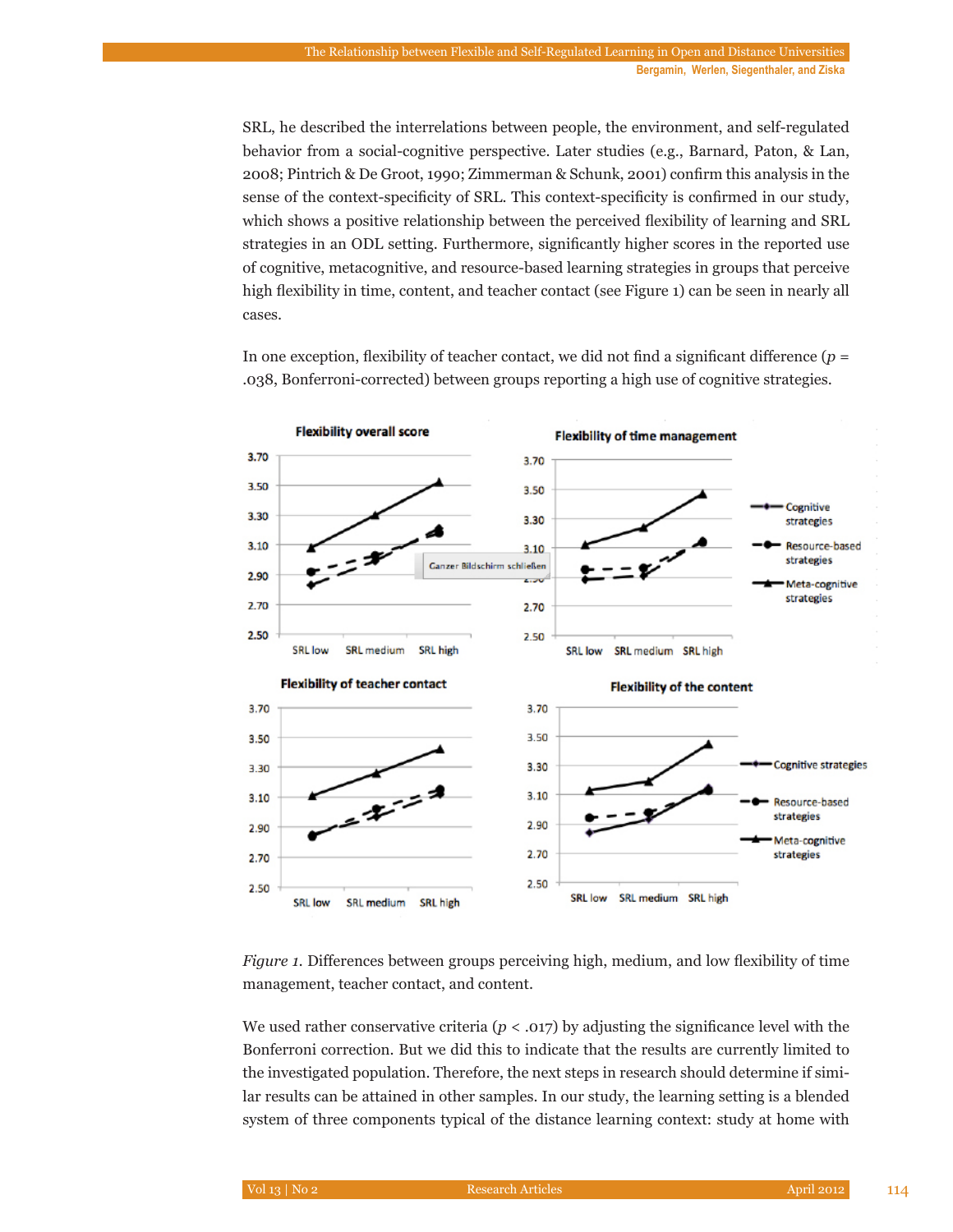SRL, he described the interrelations between people, the environment, and self-regulated behavior from a social-cognitive perspective. Later studies (e.g., Barnard, Paton, & Lan, 2008; Pintrich & De Groot, 1990; Zimmerman & Schunk, 2001) confirm this analysis in the sense of the context-specificity of SRL. This context-specificity is confirmed in our study, which shows a positive relationship between the perceived flexibility of learning and SRL strategies in an ODL setting. Furthermore, significantly higher scores in the reported use of cognitive, metacognitive, and resource-based learning strategies in groups that perceive high flexibility in time, content, and teacher contact (see Figure 1) can be seen in nearly all cases.

In one exception, flexibility of teacher contact, we did not find a significant difference ($p$ = .038, Bonferroni-corrected) between groups reporting a high use of cognitive strategies.

*Figure 1.* Differences between groups perceiving high, medium, and low flexibility of time management, teacher contact, and content.

We used rather conservative criteria ($p$ < .017) by adjusting the significance level with the Bonferroni correction. But we did this to indicate that the results are currently limited to the investigated population. Therefore, the next steps in research should determine if similar results can be attained in other samples. In our study, the learning setting is a blended system of three components typical of the distance learning context: study at home with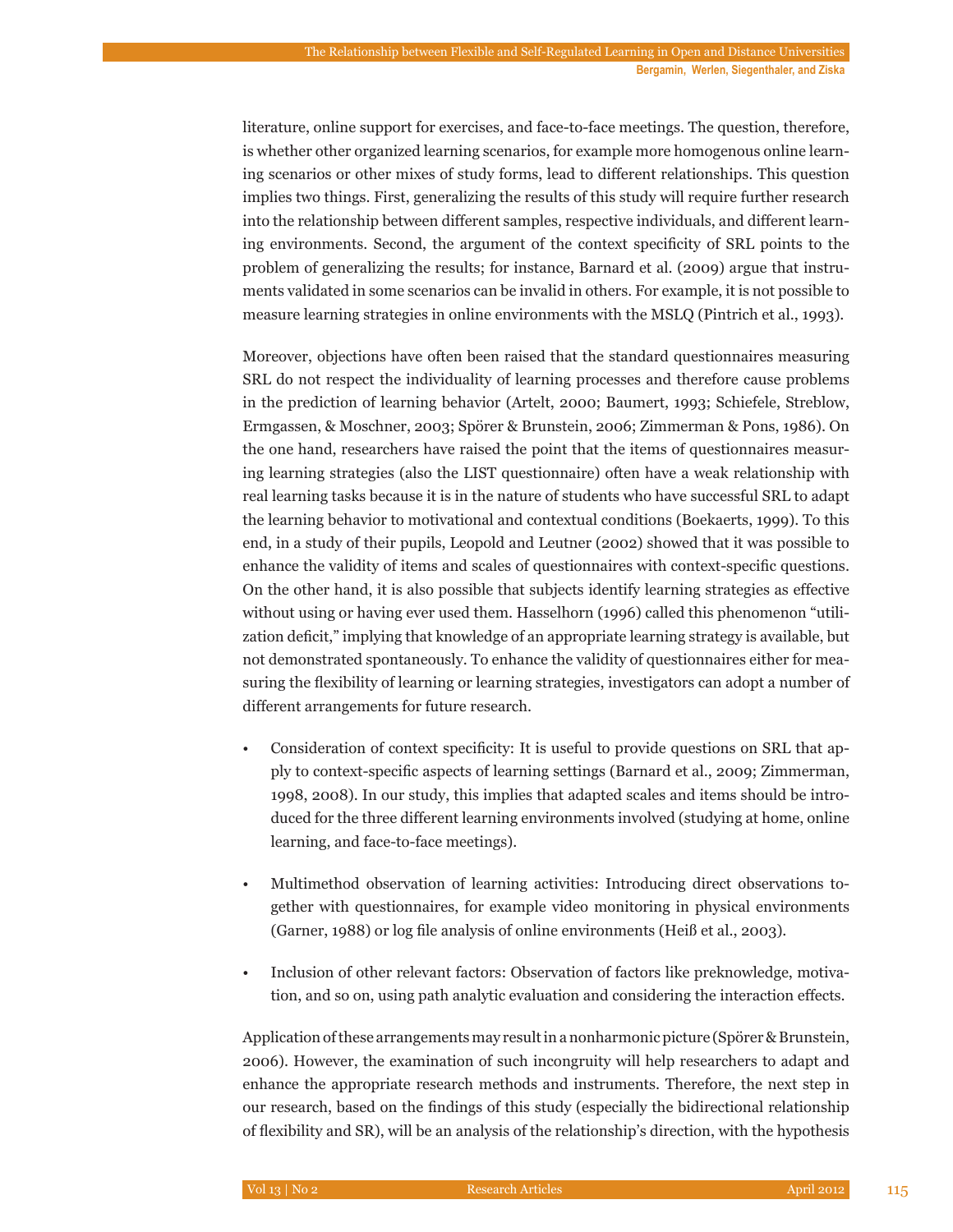literature, online support for exercises, and face-to-face meetings. The question, therefore, is whether other organized learning scenarios, for example more homogenous online learning scenarios or other mixes of study forms, lead to different relationships. This question implies two things. First, generalizing the results of this study will require further research into the relationship between different samples, respective individuals, and different learning environments. Second, the argument of the context specificity of SRL points to the problem of generalizing the results; for instance, Barnard et al. (2009) argue that instruments validated in some scenarios can be invalid in others. For example, it is not possible to measure learning strategies in online environments with the MSLQ (Pintrich et al., 1993).

Moreover, objections have often been raised that the standard questionnaires measuring SRL do not respect the individuality of learning processes and therefore cause problems in the prediction of learning behavior (Artelt, 2000; Baumert, 1993; Schiefele, Streblow, Ermgassen, & Moschner, 2003; Spörer & Brunstein, 2006; Zimmerman & Pons, 1986). On the one hand, researchers have raised the point that the items of questionnaires measuring learning strategies (also the LIST questionnaire) often have a weak relationship with real learning tasks because it is in the nature of students who have successful SRL to adapt the learning behavior to motivational and contextual conditions (Boekaerts, 1999). To this end, in a study of their pupils, Leopold and Leutner (2002) showed that it was possible to enhance the validity of items and scales of questionnaires with context-specific questions. On the other hand, it is also possible that subjects identify learning strategies as effective without using or having ever used them. Hasselhorn (1996) called this phenomenon "utilization deficit," implying that knowledge of an appropriate learning strategy is available, but not demonstrated spontaneously. To enhance the validity of questionnaires either for measuring the flexibility of learning or learning strategies, investigators can adopt a number of different arrangements for future research.

- Consideration of context specificity: It is useful to provide questions on SRL that apply to context-specific aspects of learning settings (Barnard et al., 2009; Zimmerman, 1998, 2008). In our study, this implies that adapted scales and items should be introduced for the three different learning environments involved (studying at home, online learning, and face-to-face meetings).

- Multimethod observation of learning activities: Introducing direct observations together with questionnaires, for example video monitoring in physical environments (Garner, 1988) or log file analysis of online environments (Heiß et al., 2003).

- Inclusion of other relevant factors: Observation of factors like preknowledge, motivation, and so on, using path analytic evaluation and considering the interaction effects.

Application of these arrangements may result in a nonharmonic picture (Spörer & Brunstein, 2006). However, the examination of such incongruity will help researchers to adapt and enhance the appropriate research methods and instruments. Therefore, the next step in our research, based on the findings of this study (especially the bidirectional relationship of flexibility and SR), will be an analysis of the relationship's direction, with the hypothesis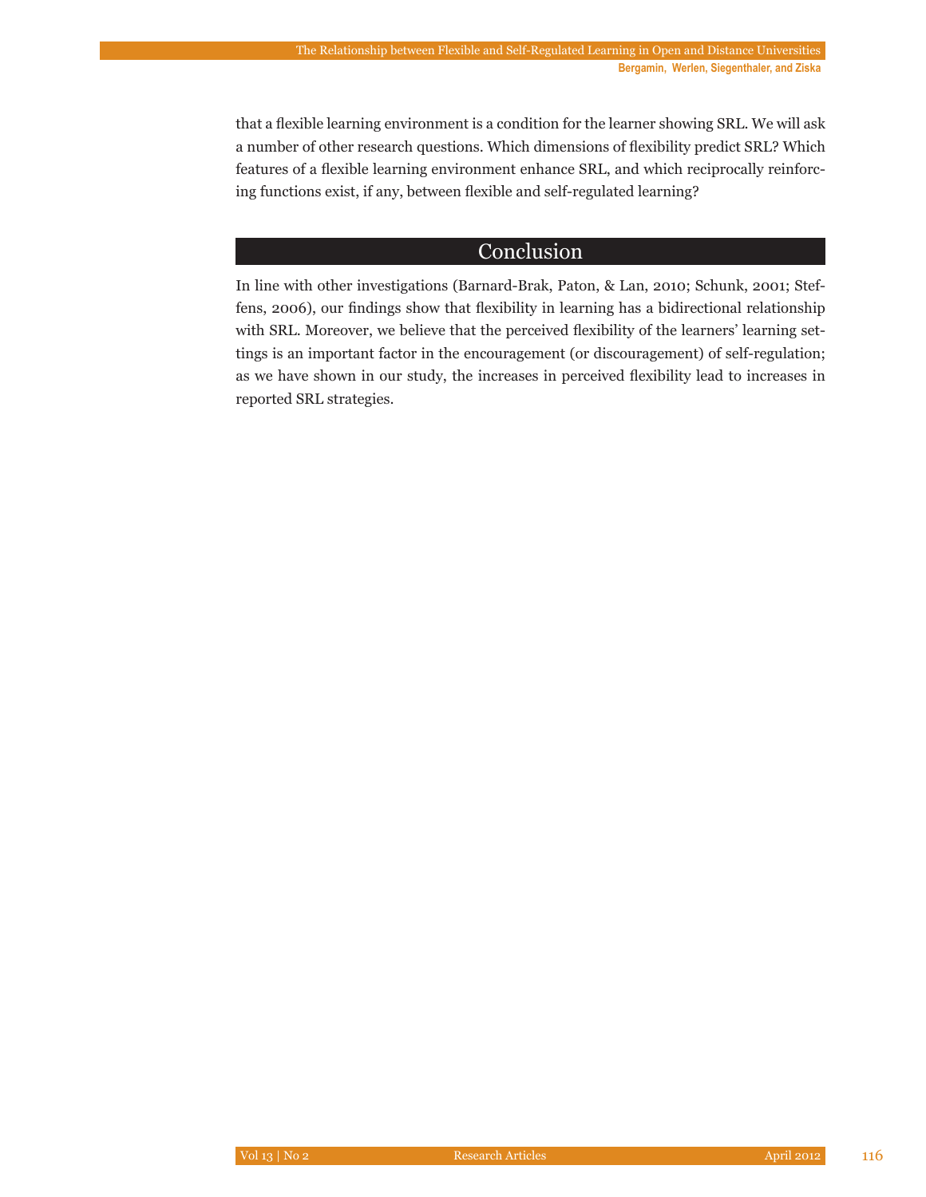that a flexible learning environment is a condition for the learner showing SRL. We will ask a number of other research questions. Which dimensions of flexibility predict SRL? Which features of a flexible learning environment enhance SRL, and which reciprocally reinforcing functions exist, if any, between flexible and self-regulated learning?

## Conclusion

In line with other investigations (Barnard-Brak, Paton, & Lan, 2010; Schunk, 2001; Steffens, 2006), our findings show that flexibility in learning has a bidirectional relationship with SRL. Moreover, we believe that the perceived flexibility of the learners' learning settings is an important factor in the encouragement (or discouragement) of self-regulation; as we have shown in our study, the increases in perceived flexibility lead to increases in reported SRL strategies.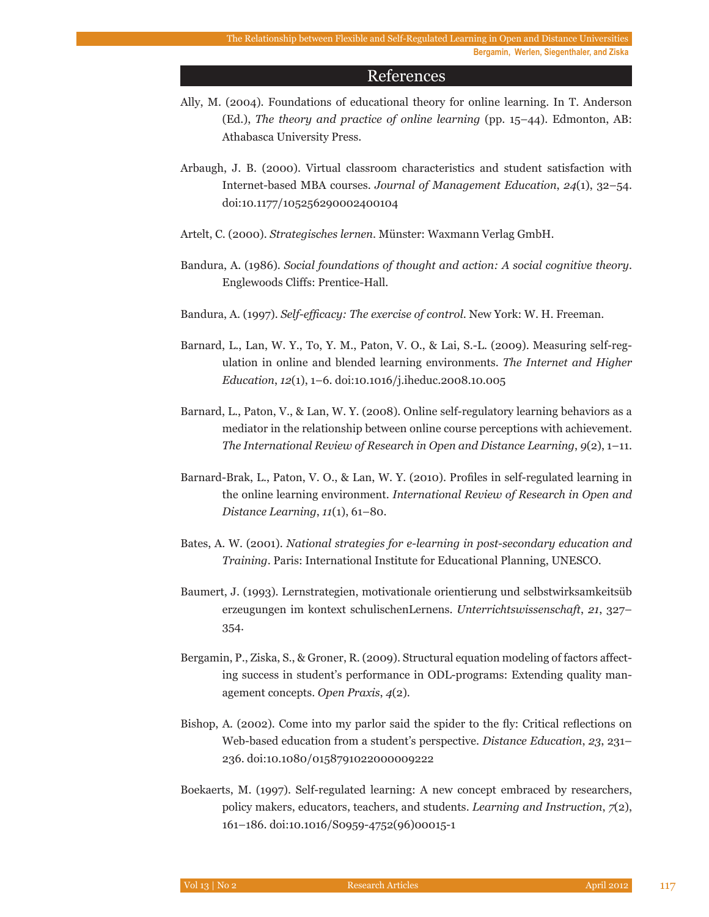## References

Ally, M. (2004). Foundations of educational theory for online learning. In T. Anderson (Ed.), *The theory and practice of online learning* (pp. 15–44). Edmonton, AB: Athabasca University Press.

Arbaugh, J. B. (2000). Virtual classroom characteristics and student satisfaction with Internet-based MBA courses. *Journal of Management Education*, *24*(1), 32–54. doi:10.1177/105256290002400104

Artelt, C. (2000). *Strategisches lernen*. Münster: Waxmann Verlag GmbH.

Bandura, A. (1986). *Social foundations of thought and action: A social cognitive theory*. Englewoods Cliffs: Prentice-Hall.

Bandura, A. (1997). *Self-efficacy: The exercise of control*. New York: W. H. Freeman.

Barnard, L., Lan, W. Y., To, Y. M., Paton, V. O., & Lai, S.-L. (2009). Measuring self-regulation in online and blended learning environments. *The Internet and Higher Education*, *12*(1), 1–6. doi:10.1016/j.iheduc.2008.10.005

Barnard, L., Paton, V., & Lan, W. Y. (2008). Online self-regulatory learning behaviors as a mediator in the relationship between online course perceptions with achievement. *The International Review of Research in Open and Distance Learning*, *9*(2), 1–11.

Barnard-Brak, L., Paton, V. O., & Lan, W. Y. (2010). Profiles in self-regulated learning in the online learning environment. *International Review of Research in Open and Distance Learning*, *11*(1), 61–80.

Bates, A. W. (2001). *National strategies for e-learning in post-secondary education and Training*. Paris: International Institute for Educational Planning, UNESCO.

Baumert, J. (1993). Lernstrategien, motivationale orientierung und selbstwirksamkeitsüb erzeugungen im kontext schulischenLernens. *Unterrichtswissenschaft*, *21*, 327–354.

Bergamin, P., Ziska, S., & Groner, R. (2009). Structural equation modeling of factors affecting success in student's performance in ODL-programs: Extending quality management concepts. *Open Praxis*, *4*(2).

Bishop, A. (2002). Come into my parlor said the spider to the fly: Critical reflections on Web-based education from a student's perspective. *Distance Education*, *23*, 231–236. doi:10.1080/0158791022000009222

Boekaerts, M. (1997). Self-regulated learning: A new concept embraced by researchers, policy makers, educators, teachers, and students. *Learning and Instruction*, *7*(2), 161–186. doi:10.1016/S0959-4752(96)00015-1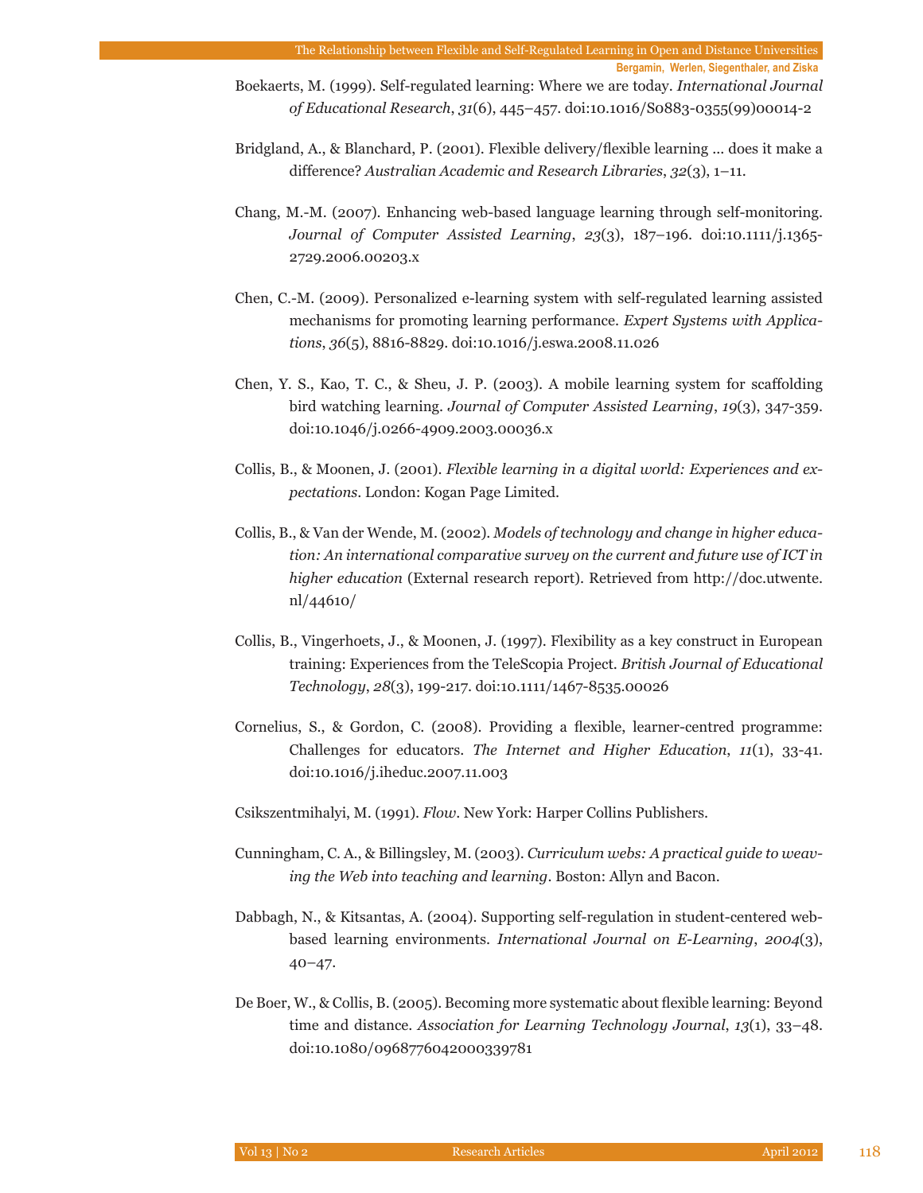Boekaerts, M. (1999). Self-regulated learning: Where we are today. *International Journal of Educational Research*, *31*(6), 445–457. doi:10.1016/S0883-0355(99)00014-2

Bridgland, A., & Blanchard, P. (2001). Flexible delivery/flexible learning … does it make a difference? *Australian Academic and Research Libraries*, *32*(3), 1–11.

Chang, M.-M. (2007). Enhancing web-based language learning through self-monitoring. *Journal of Computer Assisted Learning*, *23*(3), 187–196. doi:10.1111/j.1365-2729.2006.00203.x

Chen, C.-M. (2009). Personalized e-learning system with self-regulated learning assisted mechanisms for promoting learning performance. *Expert Systems with Applications*, *36*(5), 8816-8829. doi:10.1016/j.eswa.2008.11.026

Chen, Y. S., Kao, T. C., & Sheu, J. P. (2003). A mobile learning system for scaffolding bird watching learning. *Journal of Computer Assisted Learning*, *19*(3), 347-359. doi:10.1046/j.0266-4909.2003.00036.x

Collis, B., & Moonen, J. (2001). *Flexible learning in a digital world: Experiences and expectations*. London: Kogan Page Limited.

Collis, B., & Van der Wende, M. (2002). *Models of technology and change in higher education: An international comparative survey on the current and future use of ICT in higher education* (External research report). Retrieved from http://doc.utwente.nl/44610/

Collis, B., Vingerhoets, J., & Moonen, J. (1997). Flexibility as a key construct in European training: Experiences from the TeleScopia Project. *British Journal of Educational Technology*, *28*(3), 199-217. doi:10.1111/1467-8535.00026

Cornelius, S., & Gordon, C. (2008). Providing a flexible, learner-centred programme: Challenges for educators. *The Internet and Higher Education*, *11*(1), 33-41. doi:10.1016/j.iheduc.2007.11.003

Csikszentmihalyi, M. (1991). *Flow*. New York: Harper Collins Publishers.

Cunningham, C. A., & Billingsley, M. (2003). *Curriculum webs: A practical guide to weaving the Web into teaching and learning*. Boston: Allyn and Bacon.

Dabbagh, N., & Kitsantas, A. (2004). Supporting self-regulation in student-centered web-based learning environments. *International Journal on E-Learning*, *2004*(3), 40–47.

De Boer, W., & Collis, B. (2005). Becoming more systematic about flexible learning: Beyond time and distance. *Association for Learning Technology Journal*, *13*(1), 33–48. doi:10.1080/0968776042000339781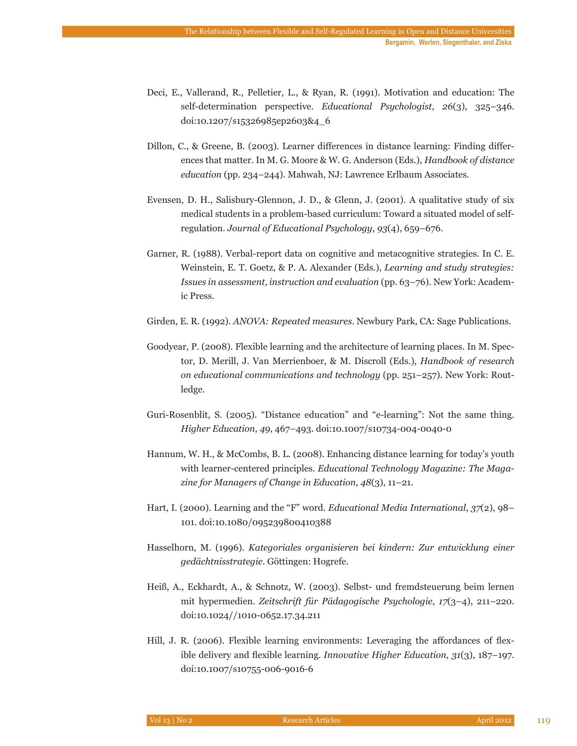Deci, E., Vallerand, R., Pelletier, L., & Ryan, R. (1991). Motivation and education: The self-determination perspective. *Educational Psychologist*, *26*(3), 325–346. doi:10.1207/s15326985ep2603&4_6

Dillon, C., & Greene, B. (2003). Learner differences in distance learning: Finding differences that matter. In M. G. Moore & W. G. Anderson (Eds.), *Handbook of distance education* (pp. 234–244). Mahwah, NJ: Lawrence Erlbaum Associates.

Evensen, D. H., Salisbury-Glennon, J. D., & Glenn, J. (2001). A qualitative study of six medical students in a problem-based curriculum: Toward a situated model of self-regulation. *Journal of Educational Psychology*, *93*(4), 659–676.

Garner, R. (1988). Verbal-report data on cognitive and metacognitive strategies. In C. E. Weinstein, E. T. Goetz, & P. A. Alexander (Eds.), *Learning and study strategies: Issues in assessment, instruction and evaluation* (pp. 63–76). New York: Academic Press.

Girden, E. R. (1992). *ANOVA: Repeated measures*. Newbury Park, CA: Sage Publications.

Goodyear, P. (2008). Flexible learning and the architecture of learning places. In M. Spector, D. Merill, J. Van Merrienboer, & M. Discroll (Eds.), *Handbook of research on educational communications and technology* (pp. 251–257). New York: Routledge.

Guri-Rosenblit, S. (2005). "Distance education" and "e-learning": Not the same thing. *Higher Education*, *49*, 467–493. doi:10.1007/s10734-004-0040-0

Hannum, W. H., & McCombs, B. L. (2008). Enhancing distance learning for today's youth with learner-centered principles. *Educational Technology Magazine: The Magazine for Managers of Change in Education*, *48*(3), 11–21.

Hart, I. (2000). Learning and the "F" word. *Educational Media International*, *37*(2), 98–101. doi:10.1080/095239800410388

Hasselhorn, M. (1996). *Kategoriales organisieren bei kindern: Zur entwicklung einer gedächtnisstrategie*. Göttingen: Hogrefe.

Heiß, A., Eckhardt, A., & Schnotz, W. (2003). Selbst- und fremdsteuerung beim lernen mit hypermedien. *Zeitschrift für Pädagogische Psychologie*, *17*(3–4), 211–220. doi:10.1024//1010-0652.17.34.211

Hill, J. R. (2006). Flexible learning environments: Leveraging the affordances of flexible delivery and flexible learning. *Innovative Higher Education*, *31*(3), 187–197. doi:10.1007/s10755-006-9016-6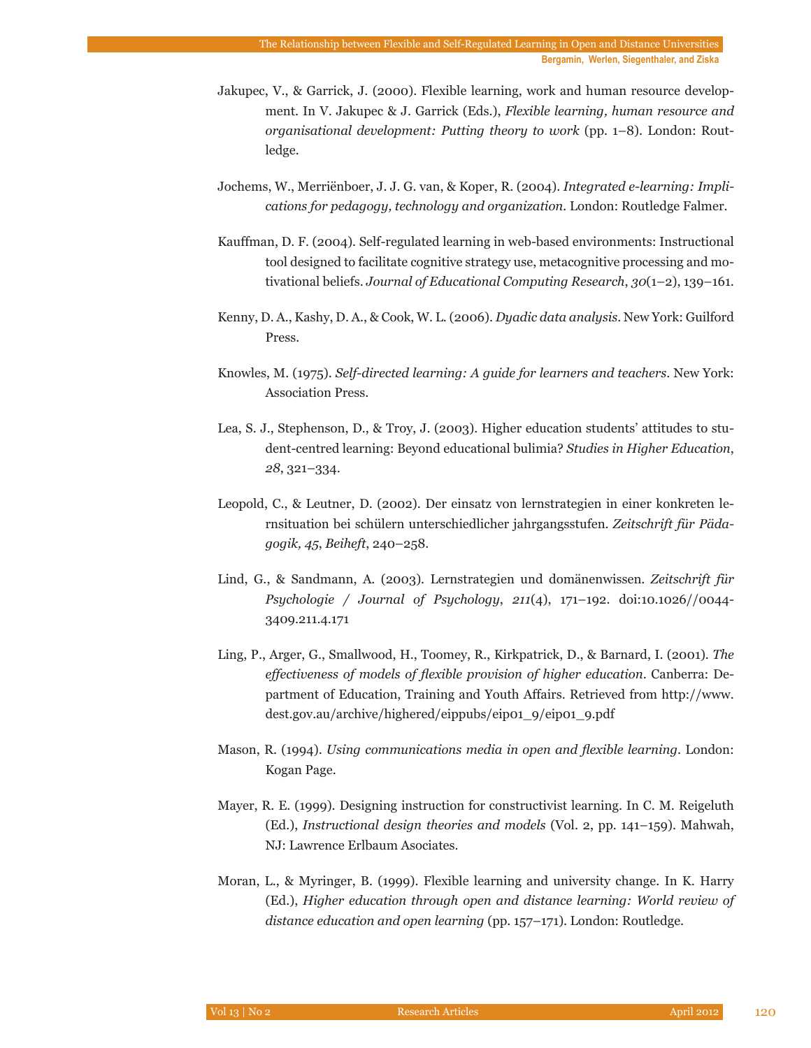Jakupec, V., & Garrick, J. (2000). Flexible learning, work and human resource development. In V. Jakupec & J. Garrick (Eds.), *Flexible learning, human resource and organisational development: Putting theory to work* (pp. 1–8). London: Routledge.

Jochems, W., Merriënboer, J. J. G. van, & Koper, R. (2004). *Integrated e-learning: Implications for pedagogy, technology and organization*. London: Routledge Falmer.

Kauffman, D. F. (2004). Self-regulated learning in web-based environments: Instructional tool designed to facilitate cognitive strategy use, metacognitive processing and motivational beliefs. *Journal of Educational Computing Research*, *30*(1–2), 139–161.

Kenny, D. A., Kashy, D. A., & Cook, W. L. (2006). *Dyadic data analysis*. New York: Guilford Press.

Knowles, M. (1975). *Self-directed learning: A guide for learners and teachers*. New York: Association Press.

Lea, S. J., Stephenson, D., & Troy, J. (2003). Higher education students' attitudes to student-centred learning: Beyond educational bulimia? *Studies in Higher Education*, *28*, 321–334.

Leopold, C., & Leutner, D. (2002). Der einsatz von lernstrategien in einer konkreten lernsituation bei schülern unterschiedlicher jahrgangsstufen. *Zeitschrift für Pädagogik, 45*, *Beiheft*, 240–258.

Lind, G., & Sandmann, A. (2003). Lernstrategien und domänenwissen. *Zeitschrift für Psychologie / Journal of Psychology*, *211*(4), 171–192. doi:10.1026//0044-3409.211.4.171

Ling, P., Arger, G., Smallwood, H., Toomey, R., Kirkpatrick, D., & Barnard, I. (2001). *The effectiveness of models of flexible provision of higher education*. Canberra: Department of Education, Training and Youth Affairs. Retrieved from http://www.dest.gov.au/archive/highered/eippubs/eip01_9/eip01_9.pdf

Mason, R. (1994). *Using communications media in open and flexible learning*. London: Kogan Page.

Mayer, R. E. (1999). Designing instruction for constructivist learning. In C. M. Reigeluth (Ed.), *Instructional design theories and models* (Vol. 2, pp. 141–159). Mahwah, NJ: Lawrence Erlbaum Asociates.

Moran, L., & Myringer, B. (1999). Flexible learning and university change. In K. Harry (Ed.), *Higher education through open and distance learning: World review of distance education and open learning* (pp. 157–171). London: Routledge.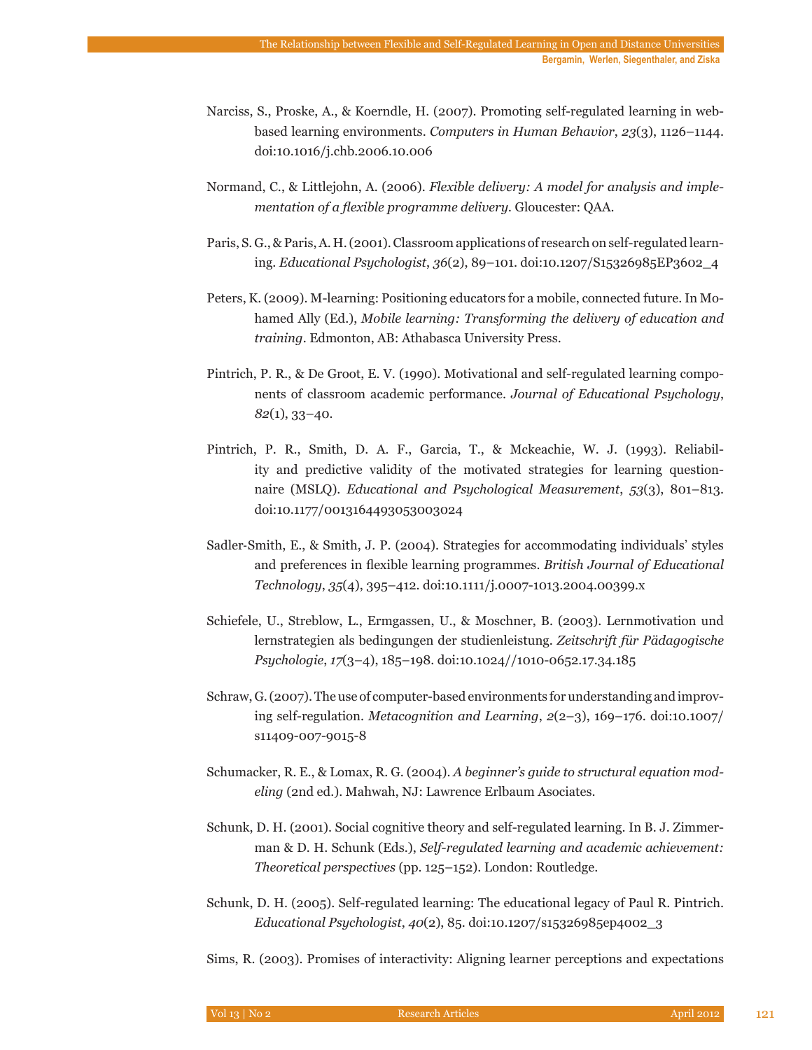Narciss, S., Proske, A., & Koerndle, H. (2007). Promoting self-regulated learning in web-based learning environments. *Computers in Human Behavior*, *23*(3), 1126–1144. doi:10.1016/j.chb.2006.10.006

Normand, C., & Littlejohn, A. (2006). *Flexible delivery: A model for analysis and implementation of a flexible programme delivery*. Gloucester: QAA.

Paris, S. G., & Paris, A. H. (2001). Classroom applications of research on self-regulated learning. *Educational Psychologist*, *36*(2), 89–101. doi:10.1207/S15326985EP3602_4

Peters, K. (2009). M-learning: Positioning educators for a mobile, connected future. In Mohamed Ally (Ed.), *Mobile learning: Transforming the delivery of education and training*. Edmonton, AB: Athabasca University Press.

Pintrich, P. R., & De Groot, E. V. (1990). Motivational and self-regulated learning components of classroom academic performance. *Journal of Educational Psychology*, *82*(1), 33–40.

Pintrich, P. R., Smith, D. A. F., Garcia, T., & Mckeachie, W. J. (1993). Reliability and predictive validity of the motivated strategies for learning questionnaire (MSLQ). *Educational and Psychological Measurement*, *53*(3), 801–813. doi:10.1177/0013164493053003024

Sadler-Smith, E., & Smith, J. P. (2004). Strategies for accommodating individuals' styles and preferences in flexible learning programmes. *British Journal of Educational Technology*, *35*(4), 395–412. doi:10.1111/j.0007-1013.2004.00399.x

Schiefele, U., Streblow, L., Ermgassen, U., & Moschner, B. (2003). Lernmotivation und lernstrategien als bedingungen der studienleistung. *Zeitschrift für Pädagogische Psychologie*, *17*(3–4), 185–198. doi:10.1024//1010-0652.17.34.185

Schraw, G. (2007). The use of computer-based environments for understanding and improving self-regulation. *Metacognition and Learning*, *2*(2–3), 169–176. doi:10.1007/s11409-007-9015-8

Schumacker, R. E., & Lomax, R. G. (2004). *A beginner's guide to structural equation modeling* (2nd ed.). Mahwah, NJ: Lawrence Erlbaum Asociates.

Schunk, D. H. (2001). Social cognitive theory and self-regulated learning. In B. J. Zimmerman & D. H. Schunk (Eds.), *Self-regulated learning and academic achievement: Theoretical perspectives* (pp. 125–152). London: Routledge.

Schunk, D. H. (2005). Self-regulated learning: The educational legacy of Paul R. Pintrich. *Educational Psychologist*, *40*(2), 85. doi:10.1207/s15326985ep4002_3

Sims, R. (2003). Promises of interactivity: Aligning learner perceptions and expectations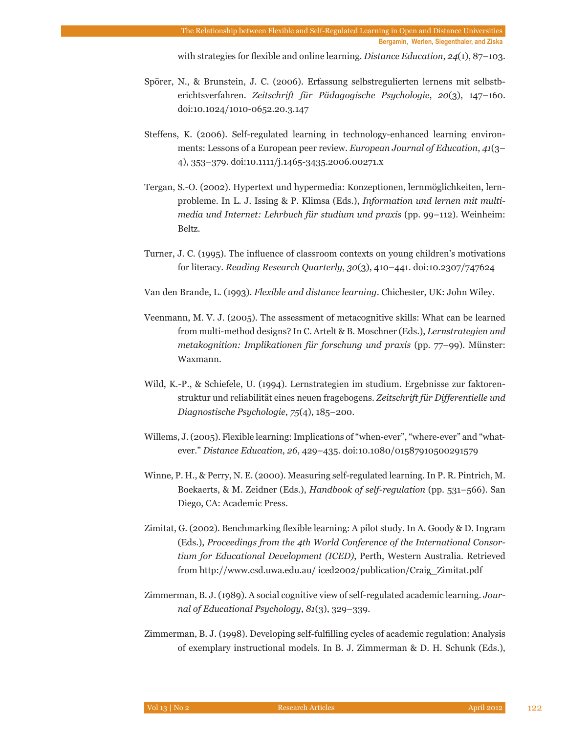with strategies for flexible and online learning. *Distance Education*, *24*(1), 87–103.

Spörer, N., & Brunstein, J. C. (2006). Erfassung selbstregulierten lernens mit selbstberichtsverfahren. *Zeitschrift für Pädagogische Psychologie*, *20*(3), 147–160. doi:10.1024/1010-0652.20.3.147

Steffens, K. (2006). Self-regulated learning in technology-enhanced learning environments: Lessons of a European peer review. *European Journal of Education*, *41*(3–4), 353–379. doi:10.1111/j.1465-3435.2006.00271.x

Tergan, S.-O. (2002). Hypertext und hypermedia: Konzeptionen, lernmöglichkeiten, lernprobleme. In L. J. Issing & P. Klimsa (Eds.), *Information und lernen mit multimedia und Internet: Lehrbuch für studium und praxis* (pp. 99–112). Weinheim: Beltz.

Turner, J. C. (1995). The influence of classroom contexts on young children's motivations for literacy. *Reading Research Quarterly*, *30*(3), 410–441. doi:10.2307/747624

Van den Brande, L. (1993). *Flexible and distance learning*. Chichester, UK: John Wiley.

Veenmann, M. V. J. (2005). The assessment of metacognitive skills: What can be learned from multi-method designs? In C. Artelt & B. Moschner (Eds.), *Lernstrategien und metakognition: Implikationen für forschung und praxis* (pp. 77–99). Münster: Waxmann.

Wild, K.-P., & Schiefele, U. (1994). Lernstrategien im studium. Ergebnisse zur faktorenstruktur und reliabilität eines neuen fragebogens. *Zeitschrift für Differentielle und Diagnostische Psychologie*, *75*(4), 185–200.

Willems, J. (2005). Flexible learning: Implications of "when-ever", "where-ever" and "whatever." *Distance Education*, *26*, 429–435. doi:10.1080/01587910500291579

Winne, P. H., & Perry, N. E. (2000). Measuring self-regulated learning. In P. R. Pintrich, M. Boekaerts, & M. Zeidner (Eds.), *Handbook of self-regulation* (pp. 531–566). San Diego, CA: Academic Press.

Zimitat, G. (2002). Benchmarking flexible learning: A pilot study. In A. Goody & D. Ingram (Eds.), *Proceedings from the 4th World Conference of the International Consortium for Educational Development (ICED)*, Perth, Western Australia. Retrieved from http://www.csd.uwa.edu.au/ iced2002/publication/Craig_Zimitat.pdf

Zimmerman, B. J. (1989). A social cognitive view of self-regulated academic learning. *Journal of Educational Psychology*, *81*(3), 329–339.

Zimmerman, B. J. (1998). Developing self-fulfilling cycles of academic regulation: Analysis of exemplary instructional models. In B. J. Zimmerman & D. H. Schunk (Eds.),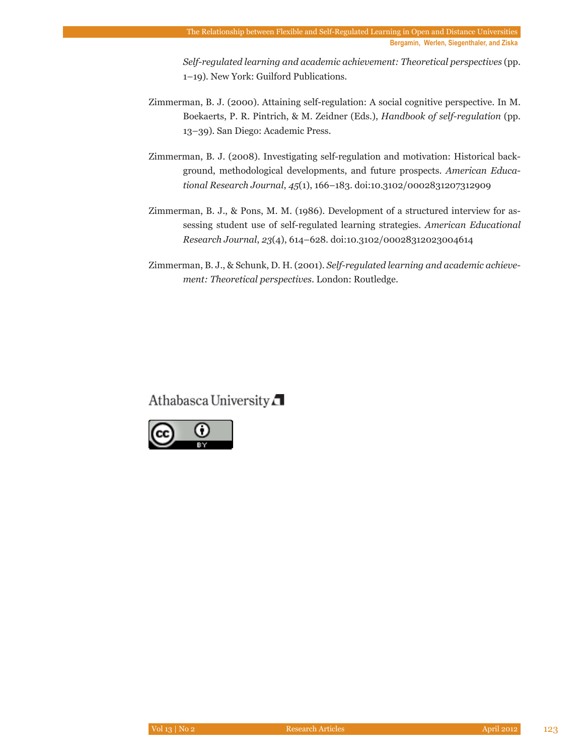*Self-regulated learning and academic achievement: Theoretical perspectives* (pp. 1–19). New York: Guilford Publications.

Zimmerman, B. J. (2000). Attaining self-regulation: A social cognitive perspective. In M. Boekaerts, P. R. Pintrich, & M. Zeidner (Eds.), *Handbook of self-regulation* (pp. 13–39). San Diego: Academic Press.

Zimmerman, B. J. (2008). Investigating self-regulation and motivation: Historical background, methodological developments, and future prospects. *American Educational Research Journal*, *45*(1), 166–183. doi:10.3102/0002831207312909

Zimmerman, B. J., & Pons, M. M. (1986). Development of a structured interview for assessing student use of self-regulated learning strategies. *American Educational Research Journal*, *23*(4), 614–628. doi:10.3102/00028312023004614

Zimmerman, B. J., & Schunk, D. H. (2001). *Self-regulated learning and academic achievement: Theoretical perspectives*. London: Routledge.

Athabasca University